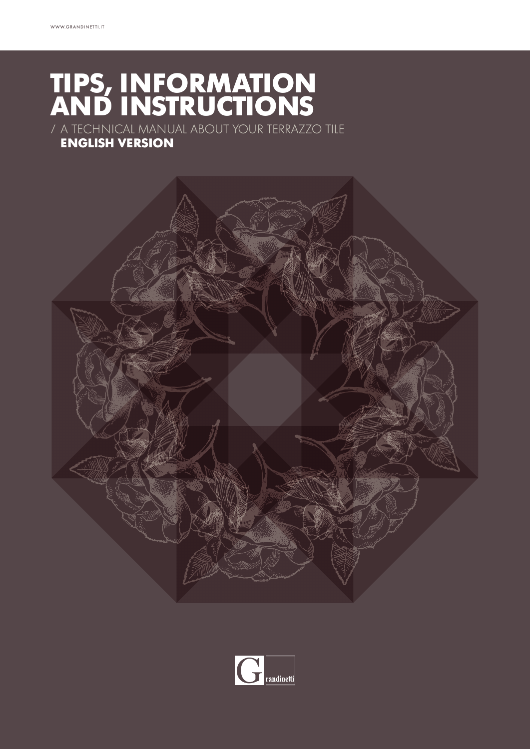# TIPS, INFORMATION AND INSTRUCTIONS

/ A TECHNICAL MANUAL ABOUT YOUR TERRAZZO TILE

**ENGLISH VERSION**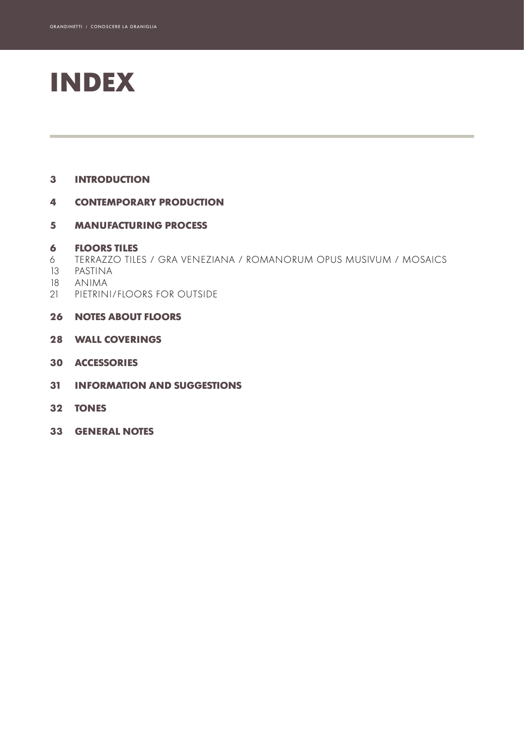# INDEX

**3 INTRODUCTION**

**4 CONTEMPORARY PRODUCTION**

**5 MANUFACTURING PROCESS**

**6 FLOORS TILES**

6 TERRAZZO TILES / GRA VENEZIANA / ROMANORUM OPUS MUSIVUM / MOSAICS

13 PASTINA

18 ANIMA

21 PIETRINI/FLOORS FOR OUTSIDE

**26 NOTES ABOUT FLOORS**

**28 WALL COVERINGS**

**30 ACCESSORIES**

**31 INFORMATION AND SUGGESTIONS**

**32 TONES**

**33 GENERAL NOTES**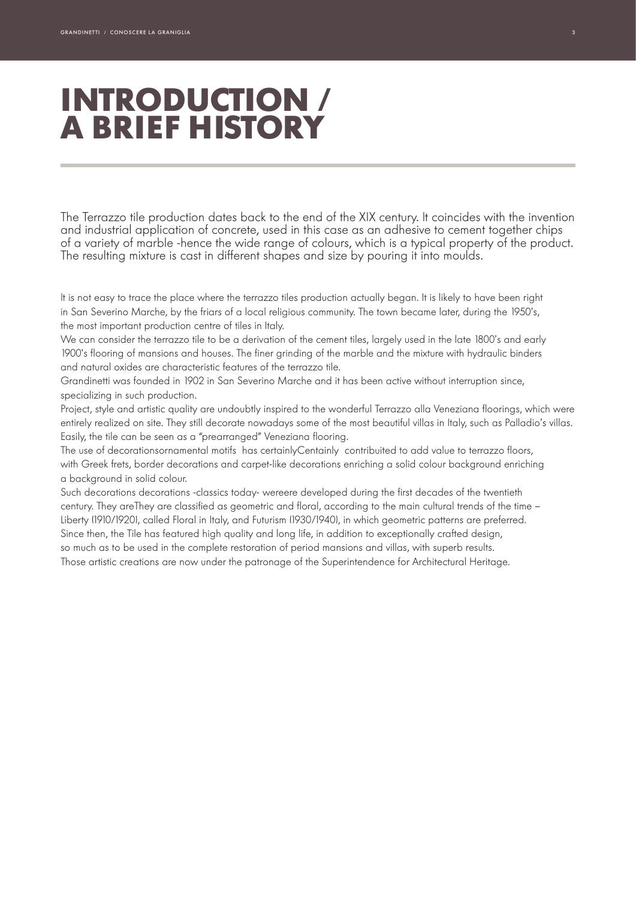# INTRODUCTION / A BRIEF HISTORY

The Terrazzo tile production dates back to the end of the XIX century. It coincides with the invention and industrial application of concrete, used in this case as an adhesive to cement together chips of a variety of marble -hence the wide range of colours, which is a typical property of the product. The resulting mixture is cast in different shapes and size by pouring it into moulds.

It is not easy to trace the place where the terrazzo tiles production actually began. It is likely to have been right in San Severino Marche, by the friars of a local religious community. The town became later, during the 1950's, the most important production centre of tiles in Italy.
We can consider the terrazzo tile to be a derivation of the cement tiles, largely used in the late 1800's and early 1900's flooring of mansions and houses. The finer grinding of the marble and the mixture with hydraulic binders and natural oxides are characteristic features of the terrazzo tile.
Grandinetti was founded in 1902 in San Severino Marche and it has been active without interruption since, specializing in such production.
Project, style and artistic quality are undoubtly inspired to the wonderful Terrazzo alla Veneziana floorings, which were entirely realized on site. They still decorate nowadays some of the most beautiful villas in Italy, such as Palladio's villas. Easily, the tile can be seen as a "prearranged" Veneziana flooring.
The use of decorationsornamental motifs has certainlyCentainly contribuited to add value to terrazzo floors, with Greek frets, border decorations and carpet-like decorations enriching a solid colour background enriching a background in solid colour.
Such decorations decorations -classics today- wereere developed during the first decades of the twentieth century. They areThey are classified as geometric and floral, according to the main cultural trends of the time – Liberty (1910/1920), called Floral in Italy, and Futurism (1930/1940), in which geometric patterns are preferred.
Since then, the Tile has featured high quality and long life, in addition to exceptionally crafted design, so much as to be used in the complete restoration of period mansions and villas, with superb results.
Those artistic creations are now under the patronage of the Superintendence for Architectural Heritage.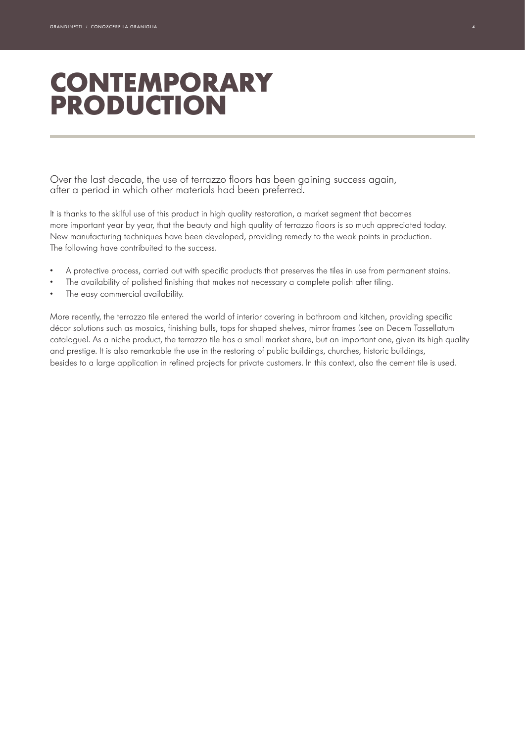# CONTEMPORARY PRODUCTION

Over the last decade, the use of terrazzo floors has been gaining success again, after a period in which other materials had been preferred.

It is thanks to the skilful use of this product in high quality restoration, a market segment that becomes more important year by year, that the beauty and high quality of terrazzo floors is so much appreciated today. New manufacturing techniques have been developed, providing remedy to the weak points in production. The following have contribuited to the success.

- A protective process, carried out with specific products that preserves the tiles in use from permanent stains.
- The availability of polished finishing that makes not necessary a complete polish after tiling.
- The easy commercial availability.

More recently, the terrazzo tile entered the world of interior covering in bathroom and kitchen, providing specific décor solutions such as mosaics, finishing bulls, tops for shaped shelves, mirror frames (see on Decem Tassellatum catalogue). As a niche product, the terrazzo tile has a small market share, but an important one, given its high quality and prestige. It is also remarkable the use in the restoring of public buildings, churches, historic buildings, besides to a large application in refined projects for private customers. In this context, also the cement tile is used.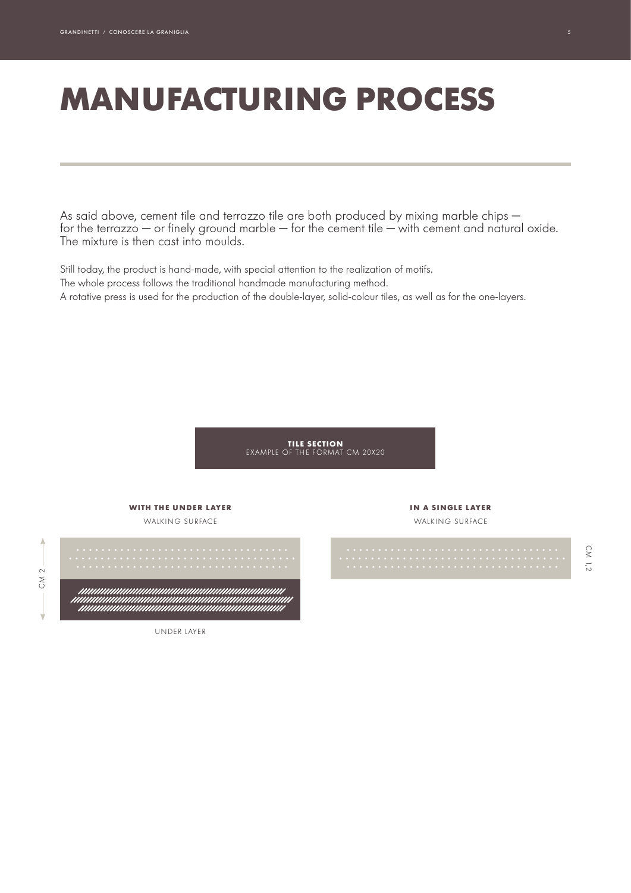# MANUFACTURING PROCESS

As said above, cement tile and terrazzo tile are both produced by mixing marble chips — for the terrazzo — or finely ground marble — for the cement tile — with cement and natural oxide. The mixture is then cast into moulds.

Still today, the product is hand-made, with special attention to the realization of motifs.
The whole process follows the traditional handmade manufacturing method.
A rotative press is used for the production of the double-layer, solid-colour tiles, as well as for the one-layers.

**TILE SECTION**
EXAMPLE OF THE FORMAT CM 20X20

**WITH THE UNDER LAYER**
WALKING SURFACE

UNDER LAYER

CM 2

**IN A SINGLE LAYER**
WALKING SURFACE

CM 1,2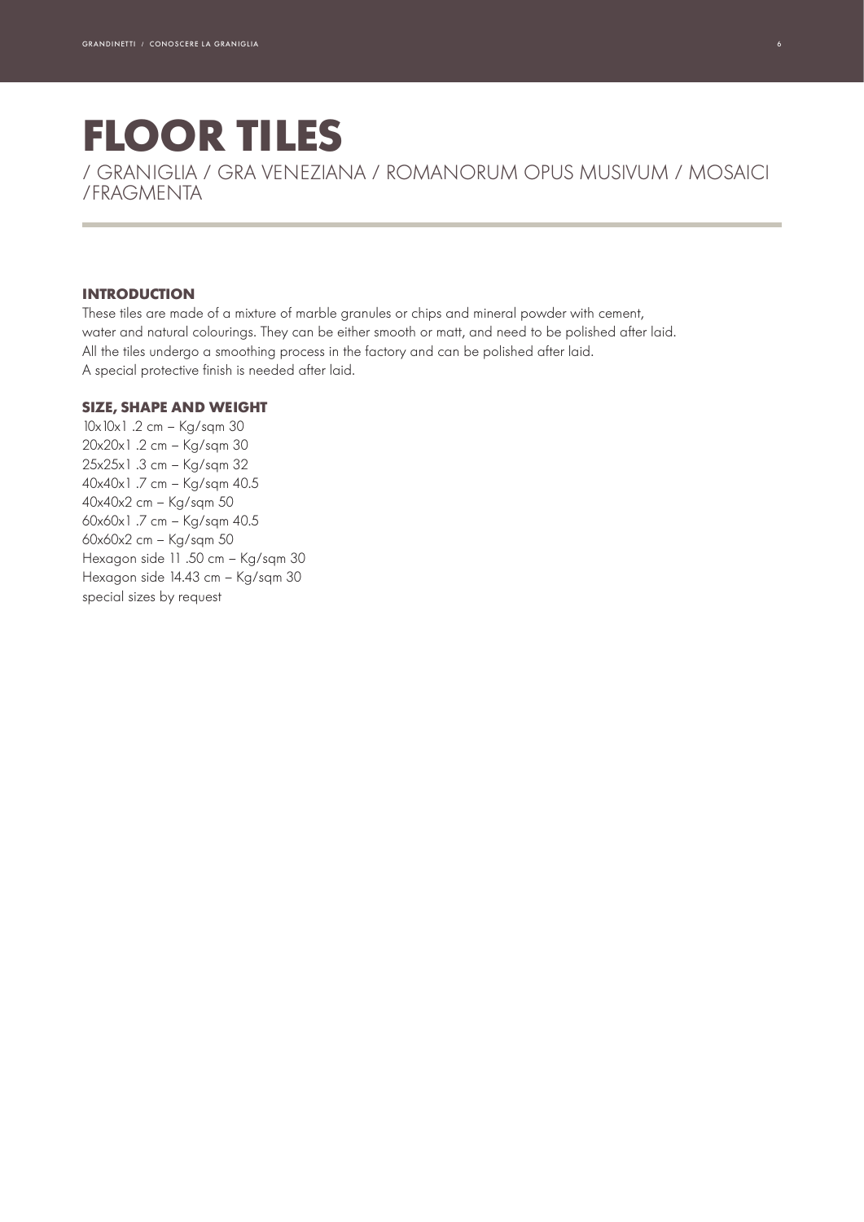# FLOOR TILES

/ GRANIGLIA / GRA VENEZIANA / ROMANORUM OPUS MUSIVUM / MOSAICI /FRAGMENTA

## INTRODUCTION

These tiles are made of a mixture of marble granules or chips and mineral powder with cement, water and natural colourings. They can be either smooth or matt, and need to be polished after laid. All the tiles undergo a smoothing process in the factory and can be polished after laid. A special protective finish is needed after laid.

## SIZE, SHAPE AND WEIGHT

10x10x1 .2 cm – Kg/sqm 30
20x20x1 .2 cm – Kg/sqm 30
25x25x1 .3 cm – Kg/sqm 32
40x40x1 .7 cm – Kg/sqm 40.5
40x40x2 cm – Kg/sqm 50
60x60x1 .7 cm – Kg/sqm 40.5
60x60x2 cm – Kg/sqm 50
Hexagon side 11 .50 cm – Kg/sqm 30
Hexagon side 14.43 cm – Kg/sqm 30
special sizes by request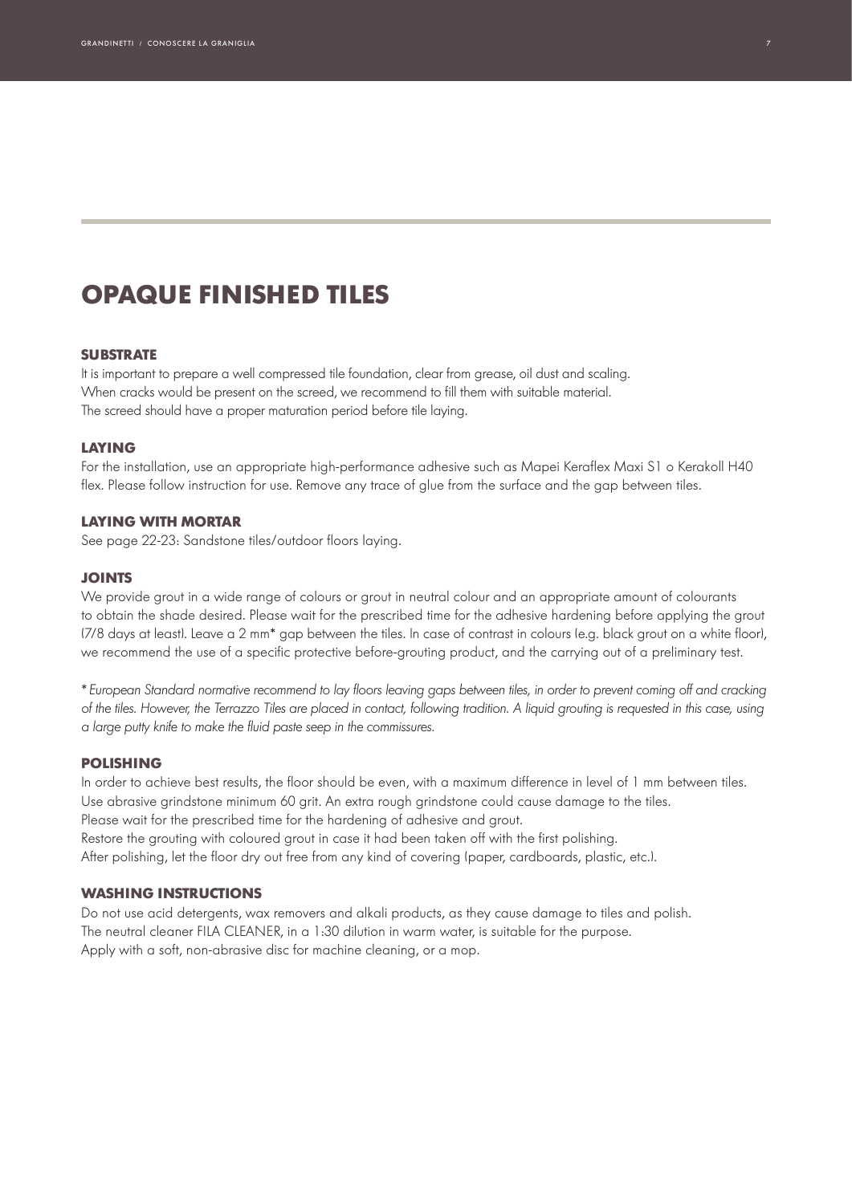# OPAQUE FINISHED TILES

### SUBSTRATE

It is important to prepare a well compressed tile foundation, clear from grease, oil dust and scaling.
When cracks would be present on the screed, we recommend to fill them with suitable material.
The screed should have a proper maturation period before tile laying.

### LAYING

For the installation, use an appropriate high-performance adhesive such as Mapei Keraflex Maxi S1 o Kerakoll H40 flex. Please follow instruction for use. Remove any trace of glue from the surface and the gap between tiles.

### LAYING WITH MORTAR

See page 22-23: Sandstone tiles/outdoor floors laying.

### JOINTS

We provide grout in a wide range of colours or grout in neutral colour and an appropriate amount of colourants to obtain the shade desired. Please wait for the prescribed time for the adhesive hardening before applying the grout (7/8 days at least). Leave a 2 mm* gap between the tiles. In case of contrast in colours (e.g. black grout on a white floor), we recommend the use of a specific protective before-grouting product, and the carrying out of a preliminary test.

*\* European Standard normative recommend to lay floors leaving gaps between tiles, in order to prevent coming off and cracking of the tiles. However, the Terrazzo Tiles are placed in contact, following tradition. A liquid grouting is requested in this case, using a large putty knife to make the fluid paste seep in the commissures.*

### POLISHING

In order to achieve best results, the floor should be even, with a maximum difference in level of 1 mm between tiles.
Use abrasive grindstone minimum 60 grit. An extra rough grindstone could cause damage to the tiles.
Please wait for the prescribed time for the hardening of adhesive and grout.
Restore the grouting with coloured grout in case it had been taken off with the first polishing.
After polishing, let the floor dry out free from any kind of covering (paper, cardboards, plastic, etc.).

### WASHING INSTRUCTIONS

Do not use acid detergents, wax removers and alkali products, as they cause damage to tiles and polish.
The neutral cleaner FILA CLEANER, in a 1:30 dilution in warm water, is suitable for the purpose.
Apply with a soft, non-abrasive disc for machine cleaning, or a mop.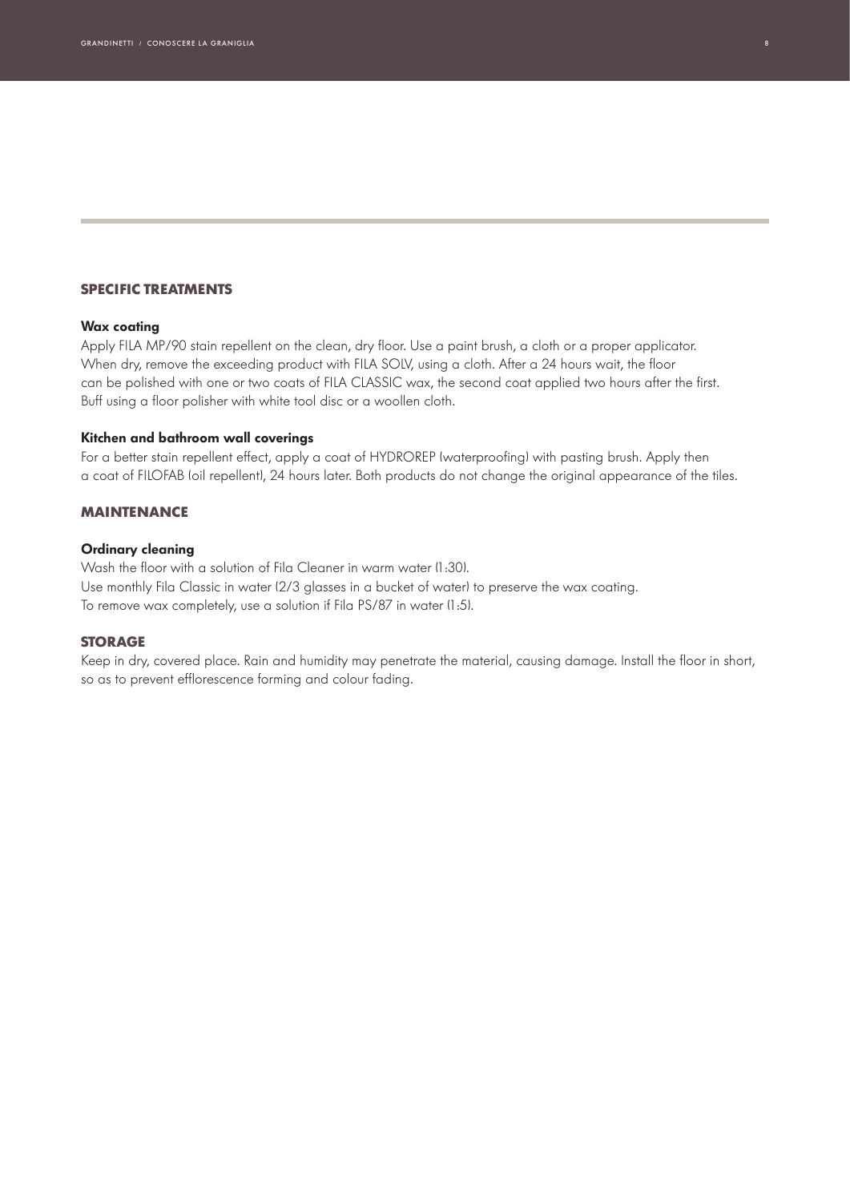## SPECIFIC TREATMENTS

### Wax coating

Apply FILA MP/90 stain repellent on the clean, dry floor. Use a paint brush, a cloth or a proper applicator. When dry, remove the exceeding product with FILA SOLV, using a cloth. After a 24 hours wait, the floor can be polished with one or two coats of FILA CLASSIC wax, the second coat applied two hours after the first. Buff using a floor polisher with white tool disc or a woollen cloth.

### Kitchen and bathroom wall coverings

For a better stain repellent effect, apply a coat of HYDROREP (waterproofing) with pasting brush. Apply then a coat of FILOFAB (oil repellent), 24 hours later. Both products do not change the original appearance of the tiles.

## MAINTENANCE

### Ordinary cleaning

Wash the floor with a solution of Fila Cleaner in warm water (1:30).
Use monthly Fila Classic in water (2/3 glasses in a bucket of water) to preserve the wax coating.
To remove wax completely, use a solution if Fila PS/87 in water (1:5).

## STORAGE

Keep in dry, covered place. Rain and humidity may penetrate the material, causing damage. Install the floor in short, so as to prevent efflorescence forming and colour fading.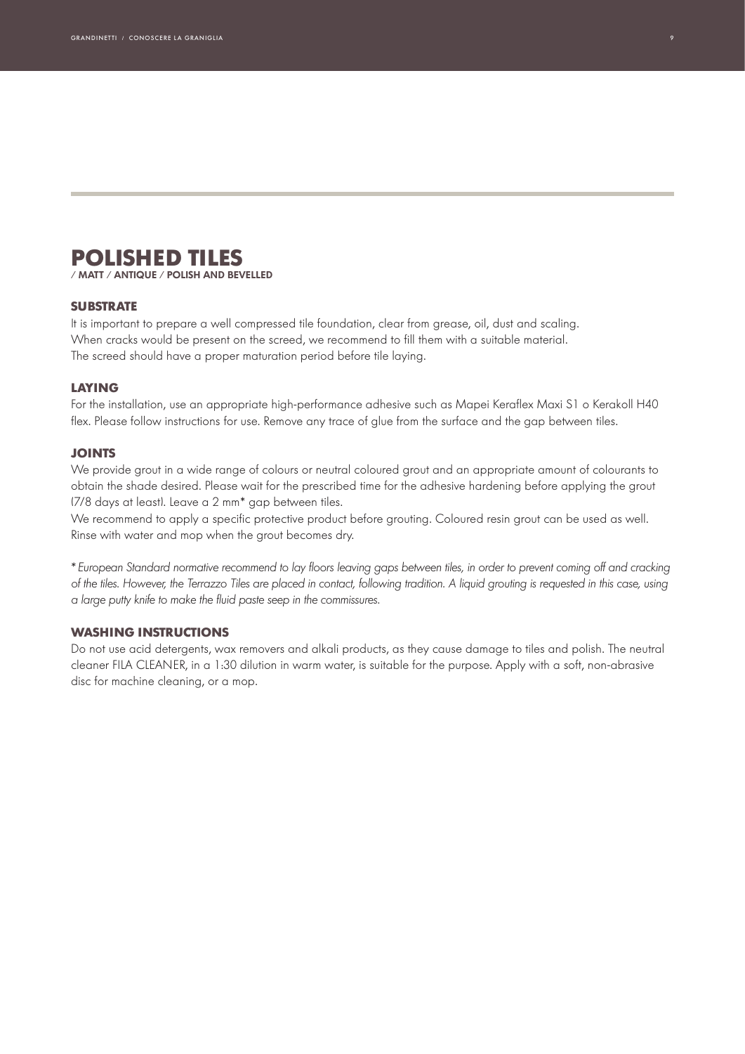# POLISHED TILES

**/ MATT / ANTIQUE / POLISH AND BEVELLED**

## SUBSTRATE

It is important to prepare a well compressed tile foundation, clear from grease, oil, dust and scaling.
When cracks would be present on the screed, we recommend to fill them with a suitable material.
The screed should have a proper maturation period before tile laying.

## LAYING

For the installation, use an appropriate high-performance adhesive such as Mapei Keraflex Maxi S1 o Kerakoll H40 flex. Please follow instructions for use. Remove any trace of glue from the surface and the gap between tiles.

## JOINTS

We provide grout in a wide range of colours or neutral coloured grout and an appropriate amount of colourants to obtain the shade desired. Please wait for the prescribed time for the adhesive hardening before applying the grout (7/8 days at least). Leave a 2 mm* gap between tiles.
We recommend to apply a specific protective product before grouting. Coloured resin grout can be used as well. Rinse with water and mop when the grout becomes dry.

*\* European Standard normative recommend to lay floors leaving gaps between tiles, in order to prevent coming off and cracking of the tiles. However, the Terrazzo Tiles are placed in contact, following tradition. A liquid grouting is requested in this case, using a large putty knife to make the fluid paste seep in the commissures.*

## WASHING INSTRUCTIONS

Do not use acid detergents, wax removers and alkali products, as they cause damage to tiles and polish. The neutral cleaner FILA CLEANER, in a 1:30 dilution in warm water, is suitable for the purpose. Apply with a soft, non-abrasive disc for machine cleaning, or a mop.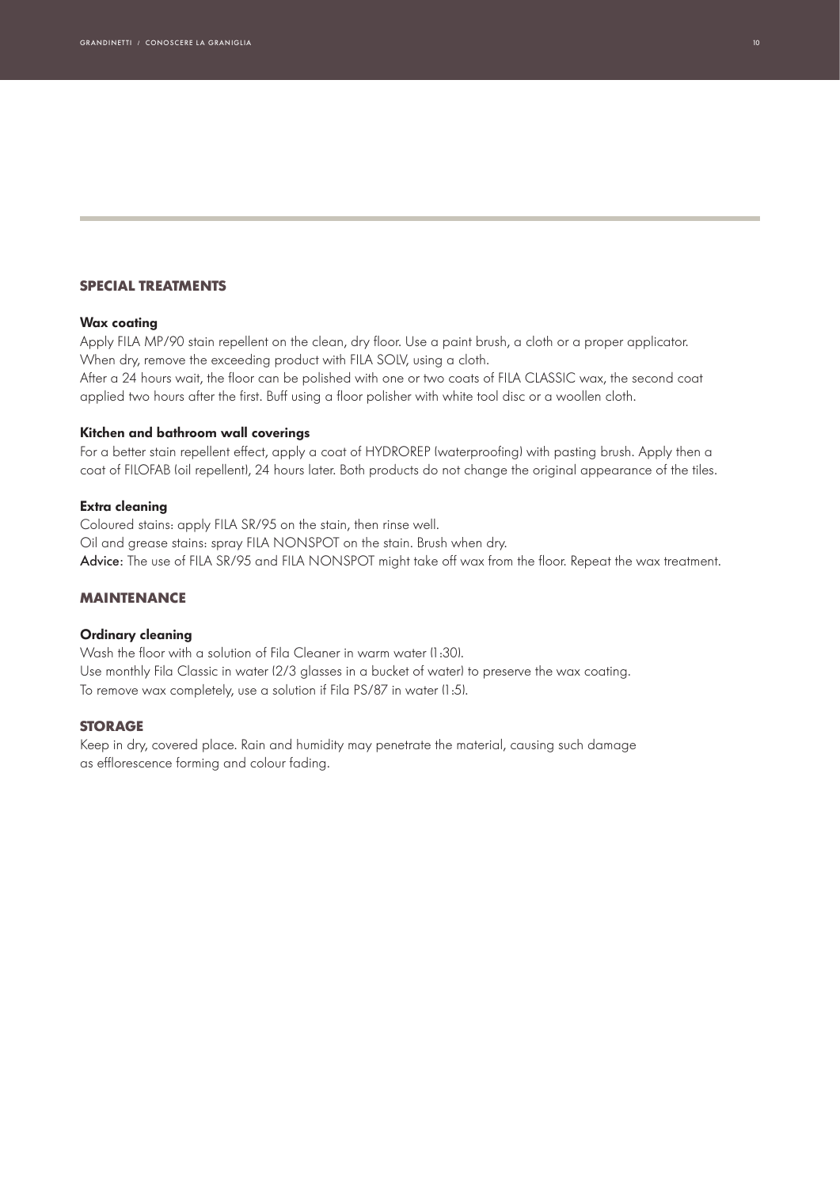## SPECIAL TREATMENTS

### Wax coating

Apply FILA MP/90 stain repellent on the clean, dry floor. Use a paint brush, a cloth or a proper applicator. When dry, remove the exceeding product with FILA SOLV, using a cloth.
After a 24 hours wait, the floor can be polished with one or two coats of FILA CLASSIC wax, the second coat applied two hours after the first. Buff using a floor polisher with white tool disc or a woollen cloth.

### Kitchen and bathroom wall coverings

For a better stain repellent effect, apply a coat of HYDROREP (waterproofing) with pasting brush. Apply then a coat of FILOFAB (oil repellent), 24 hours later. Both products do not change the original appearance of the tiles.

### Extra cleaning

Coloured stains: apply FILA SR/95 on the stain, then rinse well.
Oil and grease stains: spray FILA NONSPOT on the stain. Brush when dry.
**Advice**: The use of FILA SR/95 and FILA NONSPOT might take off wax from the floor. Repeat the wax treatment.

## MAINTENANCE

### Ordinary cleaning

Wash the floor with a solution of Fila Cleaner in warm water (1:30).
Use monthly Fila Classic in water (2/3 glasses in a bucket of water) to preserve the wax coating.
To remove wax completely, use a solution if Fila PS/87 in water (1:5).

## STORAGE

Keep in dry, covered place. Rain and humidity may penetrate the material, causing such damage as efflorescence forming and colour fading.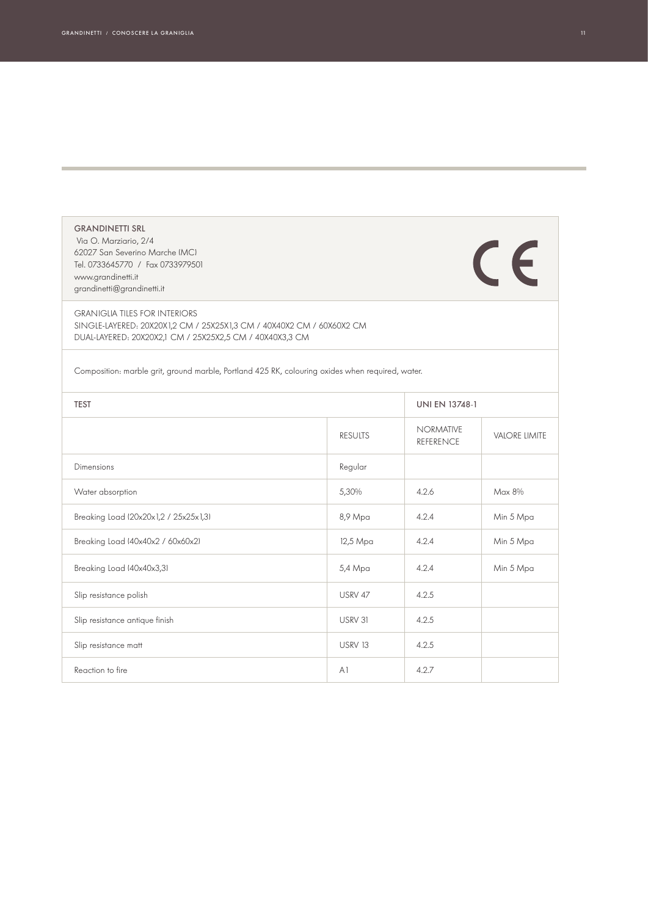**GRANDINETTI SRL**
Via O. Marziario, 2/4
62027 San Severino Marche (MC)
Tel. 0733645770 / Fax 0733979501
www.grandinetti.it
grandinetti@grandinetti.it

CE

GRANIGLIA TILES FOR INTERIORS
SINGLE-LAYERED: 20X20X1,2 CM / 25X25X1,3 CM / 40X40X2 CM / 60X60X2 CM
DUAL-LAYERED: 20X20X2,1 CM / 25X25X2,5 CM / 40X40X3,3 CM

Composition: marble grit, ground marble, Portland 425 RK, colouring oxides when required, water.

| TEST | | UNI EN 13748-1 | |
|---|---|---|---|
| | RESULTS | NORMATIVE REFERENCE | VALORE LIMITE |
| Dimensions | Regular | | |
| Water absorption | 5,30% | 4.2.6 | Max 8% |
| Breaking Load (20x20x1,2 / 25x25x1,3) | 8,9 Mpa | 4.2.4 | Min 5 Mpa |
| Breaking Load (40x40x2 / 60x60x2) | 12,5 Mpa | 4.2.4 | Min 5 Mpa |
| Breaking Load (40x40x3,3) | 5,4 Mpa | 4.2.4 | Min 5 Mpa |
| Slip resistance polish | USRV 47 | 4.2.5 | |
| Slip resistance antique finish | USRV 31 | 4.2.5 | |
| Slip resistance matt | USRV 13 | 4.2.5 | |
| Reaction to fire | A1 | 4.2.7 | |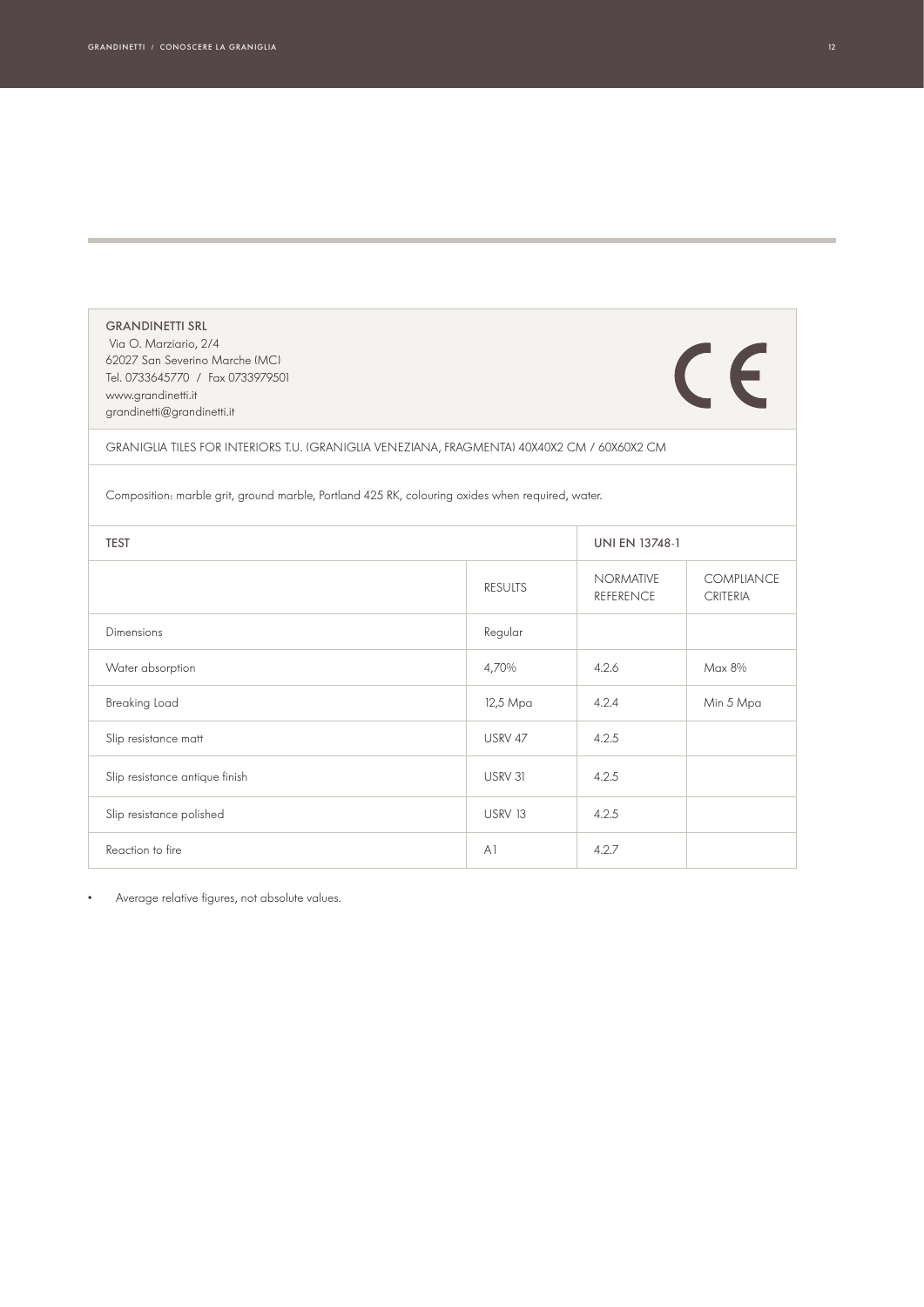**GRANDINETTI SRL**
Via O. Marziario, 2/4
62027 San Severino Marche (MC)
Tel. 0733645770 / Fax 0733979501
www.grandinetti.it
grandinetti@grandinetti.it

CE

GRANIGLIA TILES FOR INTERIORS T.U. (GRANIGLIA VENEZIANA, FRAGMENTA) 40X40X2 CM / 60X60X2 CM

Composition: marble grit, ground marble, Portland 425 RK, colouring oxides when required, water.

| TEST | | UNI EN 13748-1 | |
|---|---|---|---|
| | RESULTS | NORMATIVE REFERENCE | COMPLIANCE CRITERIA |
| Dimensions | Regular | | |
| Water absorption | 4,70% | 4.2.6 | Max 8% |
| Breaking Load | 12,5 Mpa | 4.2.4 | Min 5 Mpa |
| Slip resistance matt | USRV 47 | 4.2.5 | |
| Slip resistance antique finish | USRV 31 | 4.2.5 | |
| Slip resistance polished | USRV 13 | 4.2.5 | |
| Reaction to fire | A1 | 4.2.7 | |

- Average relative figures, not absolute values.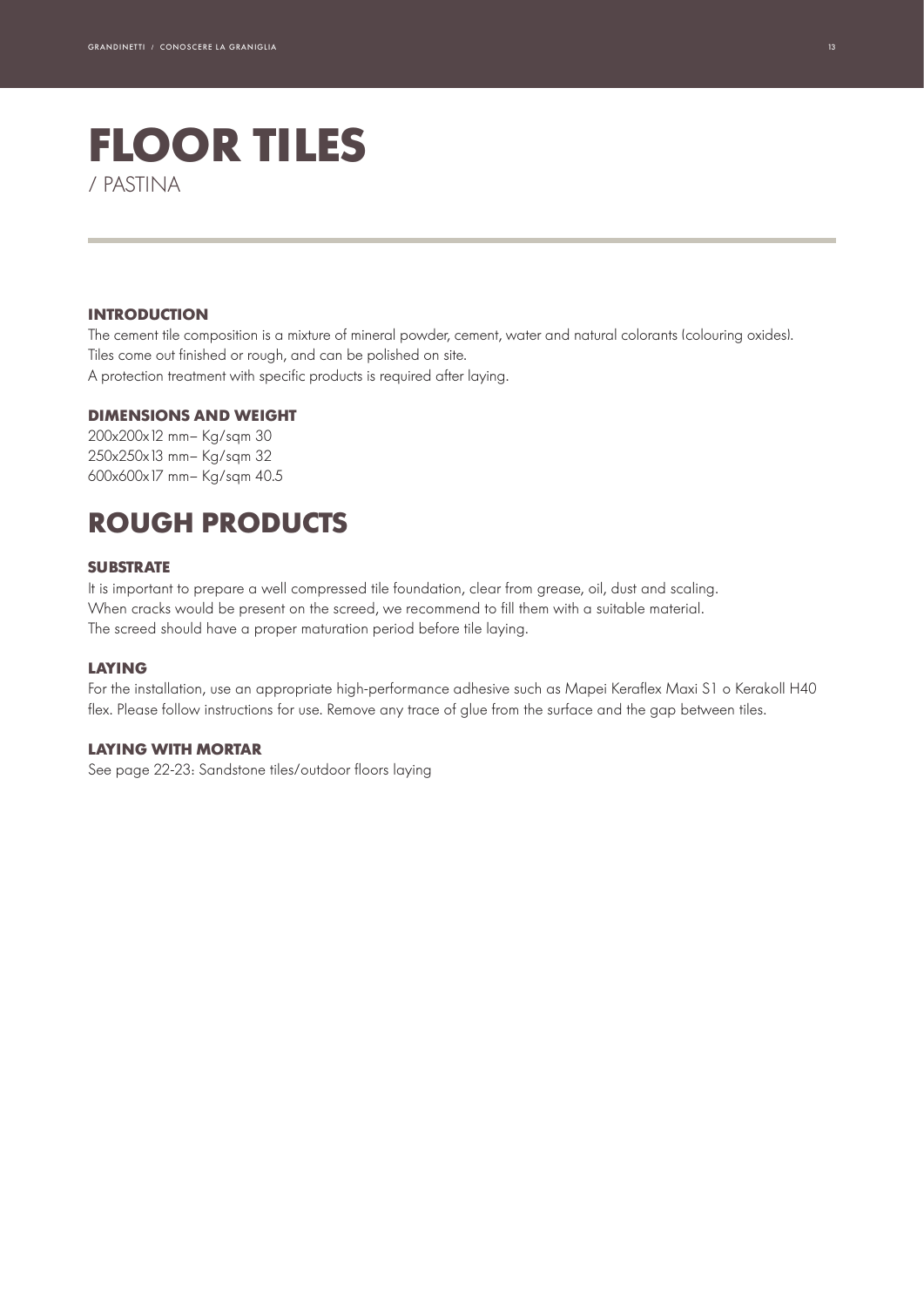# FLOOR TILES

/ PASTINA

### INTRODUCTION

The cement tile composition is a mixture of mineral powder, cement, water and natural colorants (colouring oxides).
Tiles come out finished or rough, and can be polished on site.
A protection treatment with specific products is required after laying.

### DIMENSIONS AND WEIGHT

200x200x12 mm– Kg/sqm 30
250x250x13 mm– Kg/sqm 32
600x600x17 mm– Kg/sqm 40.5

## ROUGH PRODUCTS

### SUBSTRATE

It is important to prepare a well compressed tile foundation, clear from grease, oil, dust and scaling.
When cracks would be present on the screed, we recommend to fill them with a suitable material.
The screed should have a proper maturation period before tile laying.

### LAYING

For the installation, use an appropriate high-performance adhesive such as Mapei Keraflex Maxi S1 o Kerakoll H40 flex. Please follow instructions for use. Remove any trace of glue from the surface and the gap between tiles.

### LAYING WITH MORTAR

See page 22-23: Sandstone tiles/outdoor floors laying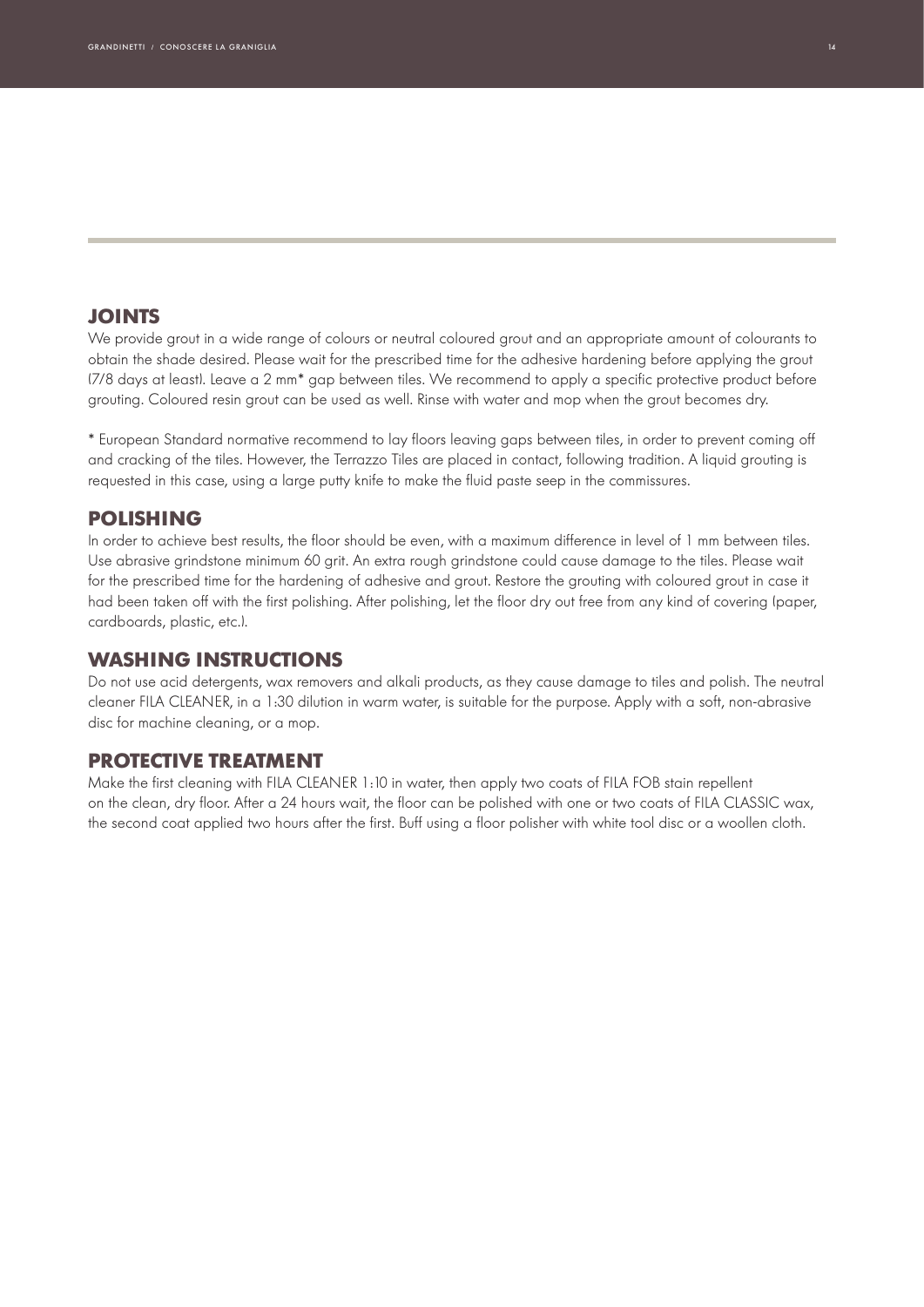## JOINTS

We provide grout in a wide range of colours or neutral coloured grout and an appropriate amount of colourants to obtain the shade desired. Please wait for the prescribed time for the adhesive hardening before applying the grout (7/8 days at least). Leave a 2 mm* gap between tiles. We recommend to apply a specific protective product before grouting. Coloured resin grout can be used as well. Rinse with water and mop when the grout becomes dry.

* European Standard normative recommend to lay floors leaving gaps between tiles, in order to prevent coming off and cracking of the tiles. However, the Terrazzo Tiles are placed in contact, following tradition. A liquid grouting is requested in this case, using a large putty knife to make the fluid paste seep in the commissures.

## POLISHING

In order to achieve best results, the floor should be even, with a maximum difference in level of 1 mm between tiles. Use abrasive grindstone minimum 60 grit. An extra rough grindstone could cause damage to the tiles. Please wait for the prescribed time for the hardening of adhesive and grout. Restore the grouting with coloured grout in case it had been taken off with the first polishing. After polishing, let the floor dry out free from any kind of covering (paper, cardboards, plastic, etc.).

## WASHING INSTRUCTIONS

Do not use acid detergents, wax removers and alkali products, as they cause damage to tiles and polish. The neutral cleaner FILA CLEANER, in a 1:30 dilution in warm water, is suitable for the purpose. Apply with a soft, non-abrasive disc for machine cleaning, or a mop.

## PROTECTIVE TREATMENT

Make the first cleaning with FILA CLEANER 1:10 in water, then apply two coats of FILA FOB stain repellent on the clean, dry floor. After a 24 hours wait, the floor can be polished with one or two coats of FILA CLASSIC wax, the second coat applied two hours after the first. Buff using a floor polisher with white tool disc or a woollen cloth.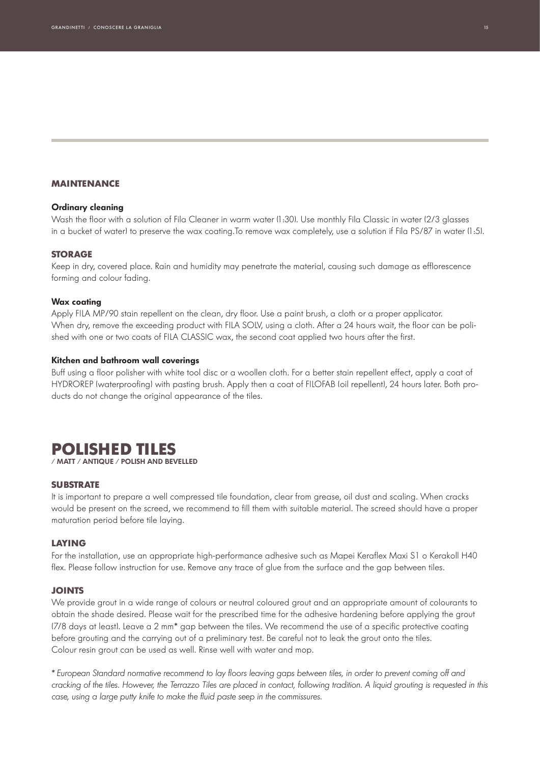## MAINTENANCE

### Ordinary cleaning

Wash the floor with a solution of Fila Cleaner in warm water (1:30). Use monthly Fila Classic in water (2/3 glasses in a bucket of water) to preserve the wax coating.To remove wax completely, use a solution if Fila PS/87 in water (1:5).

## STORAGE

Keep in dry, covered place. Rain and humidity may penetrate the material, causing such damage as efflorescence forming and colour fading.

### Wax coating

Apply FILA MP/90 stain repellent on the clean, dry floor. Use a paint brush, a cloth or a proper applicator. When dry, remove the exceeding product with FILA SOLV, using a cloth. After a 24 hours wait, the floor can be polished with one or two coats of FILA CLASSIC wax, the second coat applied two hours after the first.

### Kitchen and bathroom wall coverings

Buff using a floor polisher with white tool disc or a woollen cloth. For a better stain repellent effect, apply a coat of HYDROREP (waterproofing) with pasting brush. Apply then a coat of FILOFAB (oil repellent), 24 hours later. Both products do not change the original appearance of the tiles.

# POLISHED TILES

/ MATT / ANTIQUE / POLISH AND BEVELLED

## SUBSTRATE

It is important to prepare a well compressed tile foundation, clear from grease, oil dust and scaling. When cracks would be present on the screed, we recommend to fill them with suitable material. The screed should have a proper maturation period before tile laying.

## LAYING

For the installation, use an appropriate high-performance adhesive such as Mapei Keraflex Maxi S1 o Kerakoll H40 flex. Please follow instruction for use. Remove any trace of glue from the surface and the gap between tiles.

## JOINTS

We provide grout in a wide range of colours or neutral coloured grout and an appropriate amount of colourants to obtain the shade desired. Please wait for the prescribed time for the adhesive hardening before applying the grout (7/8 days at least). Leave a 2 mm* gap between the tiles. We recommend the use of a specific protective coating before grouting and the carrying out of a preliminary test. Be careful not to leak the grout onto the tiles.
Colour resin grout can be used as well. Rinse well with water and mop.

*\* European Standard normative recommend to lay floors leaving gaps between tiles, in order to prevent coming off and cracking of the tiles. However, the Terrazzo Tiles are placed in contact, following tradition. A liquid grouting is requested in this case, using a large putty knife to make the fluid paste seep in the commissures.*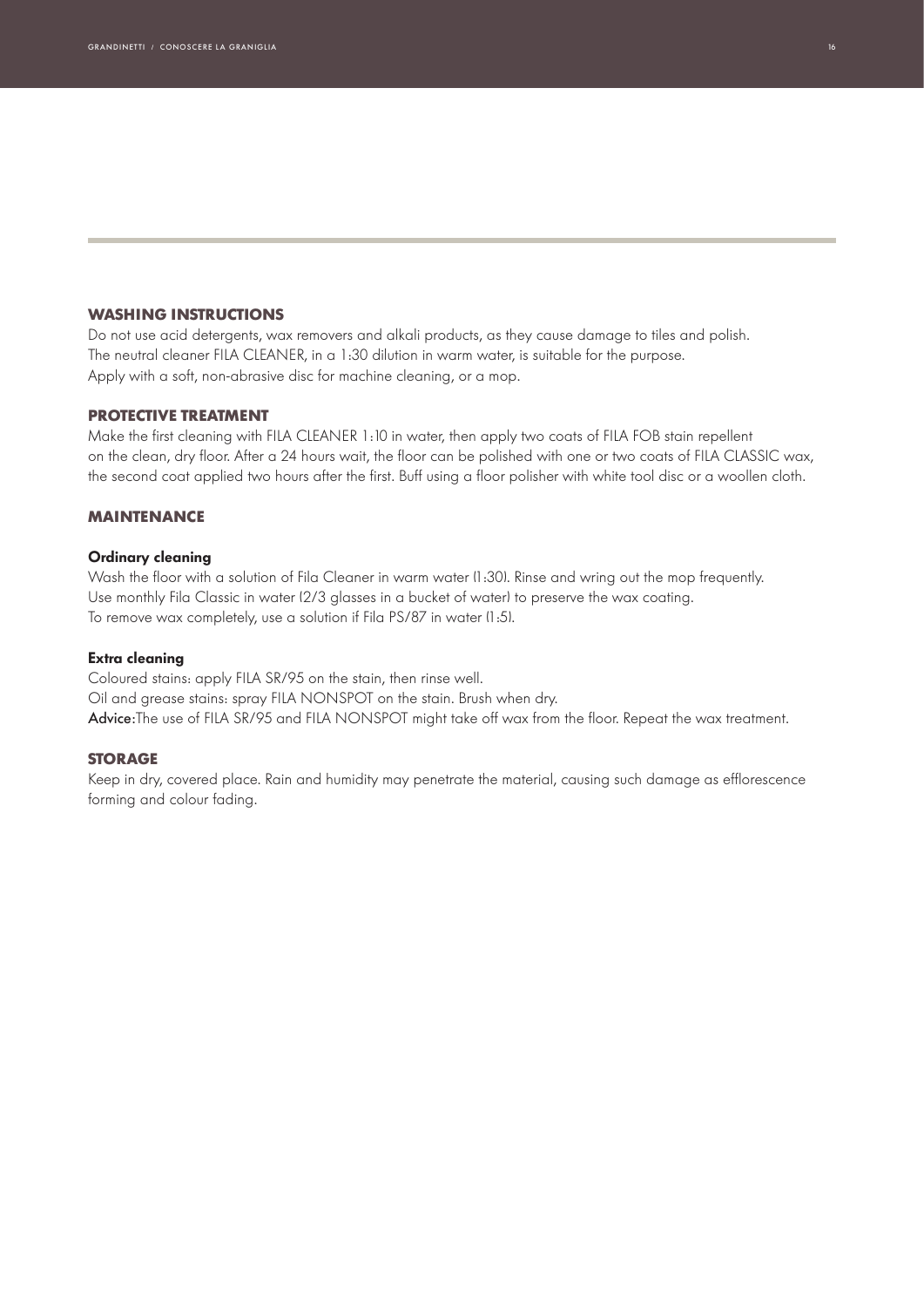## WASHING INSTRUCTIONS

Do not use acid detergents, wax removers and alkali products, as they cause damage to tiles and polish.
The neutral cleaner FILA CLEANER, in a 1:30 dilution in warm water, is suitable for the purpose.
Apply with a soft, non-abrasive disc for machine cleaning, or a mop.

## PROTECTIVE TREATMENT

Make the first cleaning with FILA CLEANER 1:10 in water, then apply two coats of FILA FOB stain repellent on the clean, dry floor. After a 24 hours wait, the floor can be polished with one or two coats of FILA CLASSIC wax, the second coat applied two hours after the first. Buff using a floor polisher with white tool disc or a woollen cloth.

## MAINTENANCE

### Ordinary cleaning

Wash the floor with a solution of Fila Cleaner in warm water (1:30). Rinse and wring out the mop frequently.
Use monthly Fila Classic in water (2/3 glasses in a bucket of water) to preserve the wax coating.
To remove wax completely, use a solution if Fila PS/87 in water (1:5).

### Extra cleaning

Coloured stains: apply FILA SR/95 on the stain, then rinse well.
Oil and grease stains: spray FILA NONSPOT on the stain. Brush when dry.
**Advice**:The use of FILA SR/95 and FILA NONSPOT might take off wax from the floor. Repeat the wax treatment.

## STORAGE

Keep in dry, covered place. Rain and humidity may penetrate the material, causing such damage as efflorescence forming and colour fading.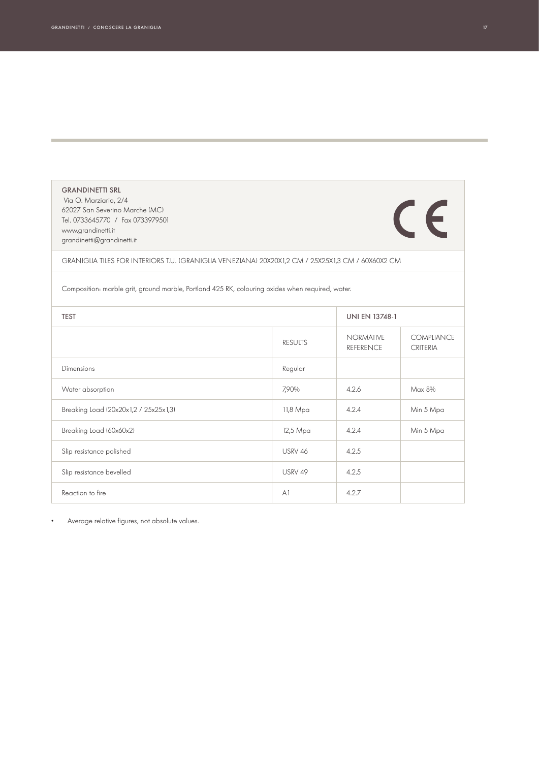**GRANDINETTI SRL**
Via O. Marziario, 2/4
62027 San Severino Marche (MC)
Tel. 0733645770 / Fax 0733979501
www.grandinetti.it
grandinetti@grandinetti.it

CE

GRANIGLIA TILES FOR INTERIORS T.U. (GRANIGLIA VENEZIANA) 20X20X1,2 CM / 25X25X1,3 CM / 60X60X2 CM

Composition: marble grit, ground marble, Portland 425 RK, colouring oxides when required, water.

| TEST | | UNI EN 13748-1 | |
|---|---|---|---|
| | RESULTS | NORMATIVE REFERENCE | COMPLIANCE CRITERIA |
| Dimensions | Regular | | |
| Water absorption | 7,90% | 4.2.6 | Max 8% |
| Breaking Load (20x20x1,2 / 25x25x1,3) | 11,8 Mpa | 4.2.4 | Min 5 Mpa |
| Breaking Load (60x60x2) | 12,5 Mpa | 4.2.4 | Min 5 Mpa |
| Slip resistance polished | USRV 46 | 4.2.5 | |
| Slip resistance bevelled | USRV 49 | 4.2.5 | |
| Reaction to fire | A1 | 4.2.7 | |

- Average relative figures, not absolute values.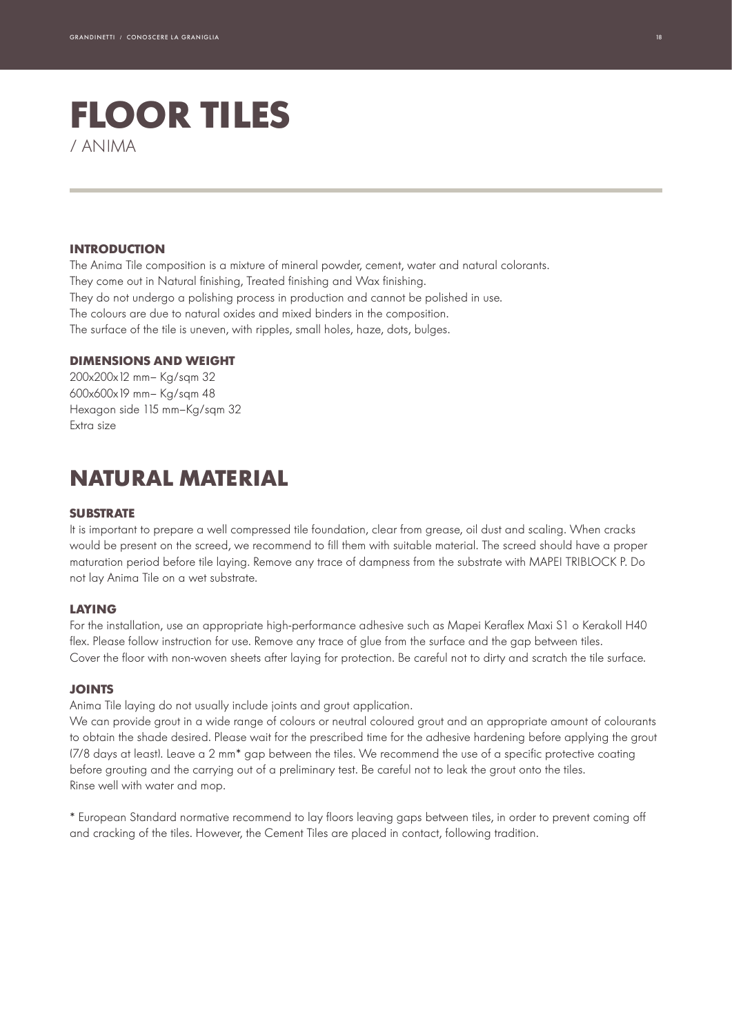# FLOOR TILES

/ ANIMA

### INTRODUCTION

The Anima Tile composition is a mixture of mineral powder, cement, water and natural colorants.
They come out in Natural finishing, Treated finishing and Wax finishing.
They do not undergo a polishing process in production and cannot be polished in use.
The colours are due to natural oxides and mixed binders in the composition.
The surface of the tile is uneven, with ripples, small holes, haze, dots, bulges.

### DIMENSIONS AND WEIGHT

200x200x12 mm– Kg/sqm 32
600x600x19 mm– Kg/sqm 48
Hexagon side 115 mm–Kg/sqm 32
Extra size

## NATURAL MATERIAL

### SUBSTRATE

It is important to prepare a well compressed tile foundation, clear from grease, oil dust and scaling. When cracks would be present on the screed, we recommend to fill them with suitable material. The screed should have a proper maturation period before tile laying. Remove any trace of dampness from the substrate with MAPEI TRIBLOCK P. Do not lay Anima Tile on a wet substrate.

### LAYING

For the installation, use an appropriate high-performance adhesive such as Mapei Keraflex Maxi S1 o Kerakoll H40 flex. Please follow instruction for use. Remove any trace of glue from the surface and the gap between tiles.
Cover the floor with non-woven sheets after laying for protection. Be careful not to dirty and scratch the tile surface.

### JOINTS

Anima Tile laying do not usually include joints and grout application.
We can provide grout in a wide range of colours or neutral coloured grout and an appropriate amount of colourants to obtain the shade desired. Please wait for the prescribed time for the adhesive hardening before applying the grout (7/8 days at least). Leave a 2 mm* gap between the tiles. We recommend the use of a specific protective coating before grouting and the carrying out of a preliminary test. Be careful not to leak the grout onto the tiles.
Rinse well with water and mop.

* European Standard normative recommend to lay floors leaving gaps between tiles, in order to prevent coming off and cracking of the tiles. However, the Cement Tiles are placed in contact, following tradition.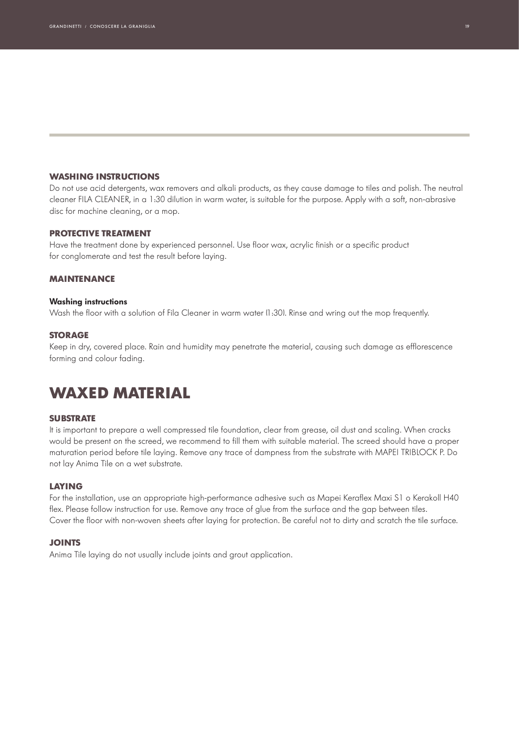### WASHING INSTRUCTIONS

Do not use acid detergents, wax removers and alkali products, as they cause damage to tiles and polish. The neutral cleaner FILA CLEANER, in a 1:30 dilution in warm water, is suitable for the purpose. Apply with a soft, non-abrasive disc for machine cleaning, or a mop.

### PROTECTIVE TREATMENT

Have the treatment done by experienced personnel. Use floor wax, acrylic finish or a specific product for conglomerate and test the result before laying.

### MAINTENANCE

**Washing instructions**

Wash the floor with a solution of Fila Cleaner in warm water (1:30). Rinse and wring out the mop frequently.

### STORAGE

Keep in dry, covered place. Rain and humidity may penetrate the material, causing such damage as efflorescence forming and colour fading.

## WAXED MATERIAL

### SUBSTRATE

It is important to prepare a well compressed tile foundation, clear from grease, oil dust and scaling. When cracks would be present on the screed, we recommend to fill them with suitable material. The screed should have a proper maturation period before tile laying. Remove any trace of dampness from the substrate with MAPEI TRIBLOCK P. Do not lay Anima Tile on a wet substrate.

### LAYING

For the installation, use an appropriate high-performance adhesive such as Mapei Keraflex Maxi S1 o Kerakoll H40 flex. Please follow instruction for use. Remove any trace of glue from the surface and the gap between tiles.
Cover the floor with non-woven sheets after laying for protection. Be careful not to dirty and scratch the tile surface.

### JOINTS

Anima Tile laying do not usually include joints and grout application.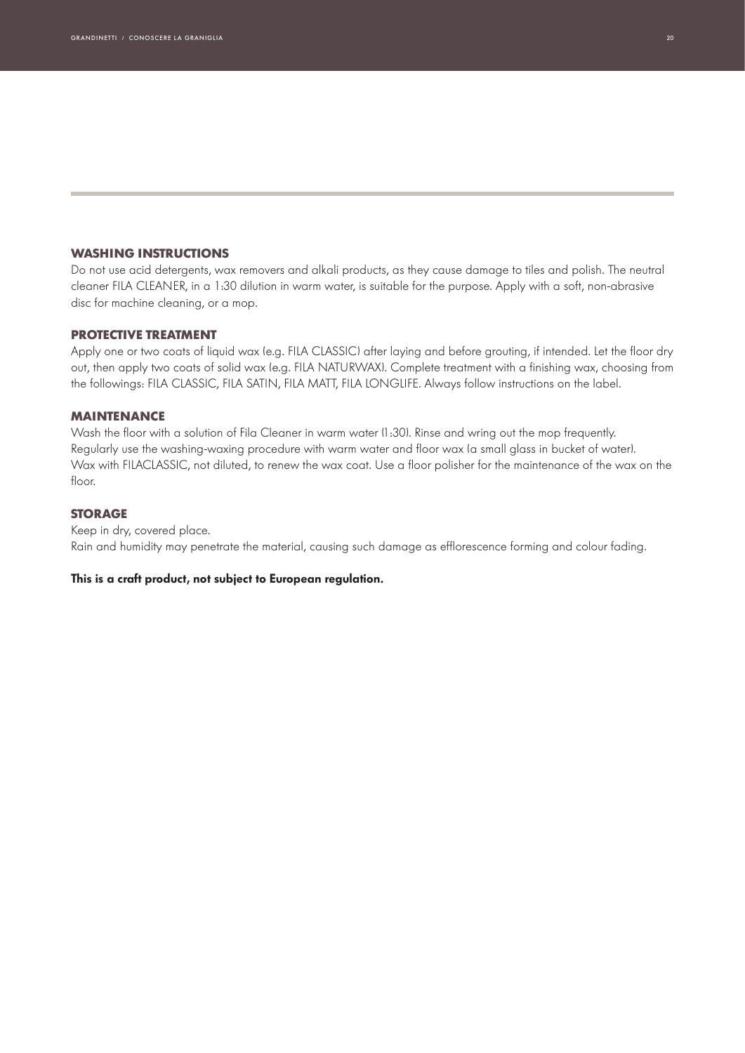## WASHING INSTRUCTIONS

Do not use acid detergents, wax removers and alkali products, as they cause damage to tiles and polish. The neutral cleaner FILA CLEANER, in a 1:30 dilution in warm water, is suitable for the purpose. Apply with a soft, non-abrasive disc for machine cleaning, or a mop.

## PROTECTIVE TREATMENT

Apply one or two coats of liquid wax (e.g. FILA CLASSIC) after laying and before grouting, if intended. Let the floor dry out, then apply two coats of solid wax (e.g. FILA NATURWAX). Complete treatment with a finishing wax, choosing from the followings: FILA CLASSIC, FILA SATIN, FILA MATT, FILA LONGLIFE. Always follow instructions on the label.

## MAINTENANCE

Wash the floor with a solution of Fila Cleaner in warm water (1:30). Rinse and wring out the mop frequently.
Regularly use the washing-waxing procedure with warm water and floor wax (a small glass in bucket of water).
Wax with FILACLASSIC, not diluted, to renew the wax coat. Use a floor polisher for the maintenance of the wax on the floor.

## STORAGE

Keep in dry, covered place.
Rain and humidity may penetrate the material, causing such damage as efflorescence forming and colour fading.

**This is a craft product, not subject to European regulation.**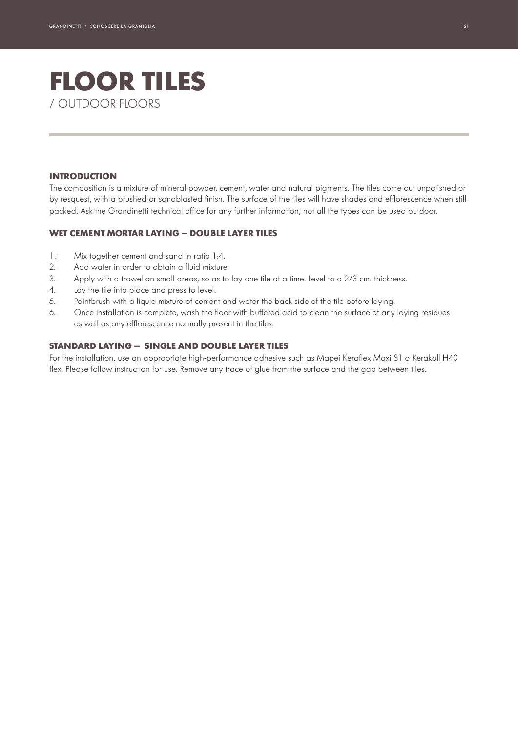# FLOOR TILES

/ OUTDOOR FLOORS

### INTRODUCTION

The composition is a mixture of mineral powder, cement, water and natural pigments. The tiles come out unpolished or by resquest, with a brushed or sandblasted finish. The surface of the tiles will have shades and efflorescence when still packed. Ask the Grandinetti technical office for any further information, not all the types can be used outdoor.

### WET CEMENT MORTAR LAYING – DOUBLE LAYER TILES

1. Mix together cement and sand in ratio 1:4.
2. Add water in order to obtain a fluid mixture
3. Apply with a trowel on small areas, so as to lay one tile at a time. Level to a 2/3 cm. thickness.
4. Lay the tile into place and press to level.
5. Paintbrush with a liquid mixture of cement and water the back side of the tile before laying.
6. Once installation is complete, wash the floor with buffered acid to clean the surface of any laying residues as well as any efflorescence normally present in the tiles.

### STANDARD LAYING – SINGLE AND DOUBLE LAYER TILES

For the installation, use an appropriate high-performance adhesive such as Mapei Keraflex Maxi S1 o Kerakoll H40 flex. Please follow instruction for use. Remove any trace of glue from the surface and the gap between tiles.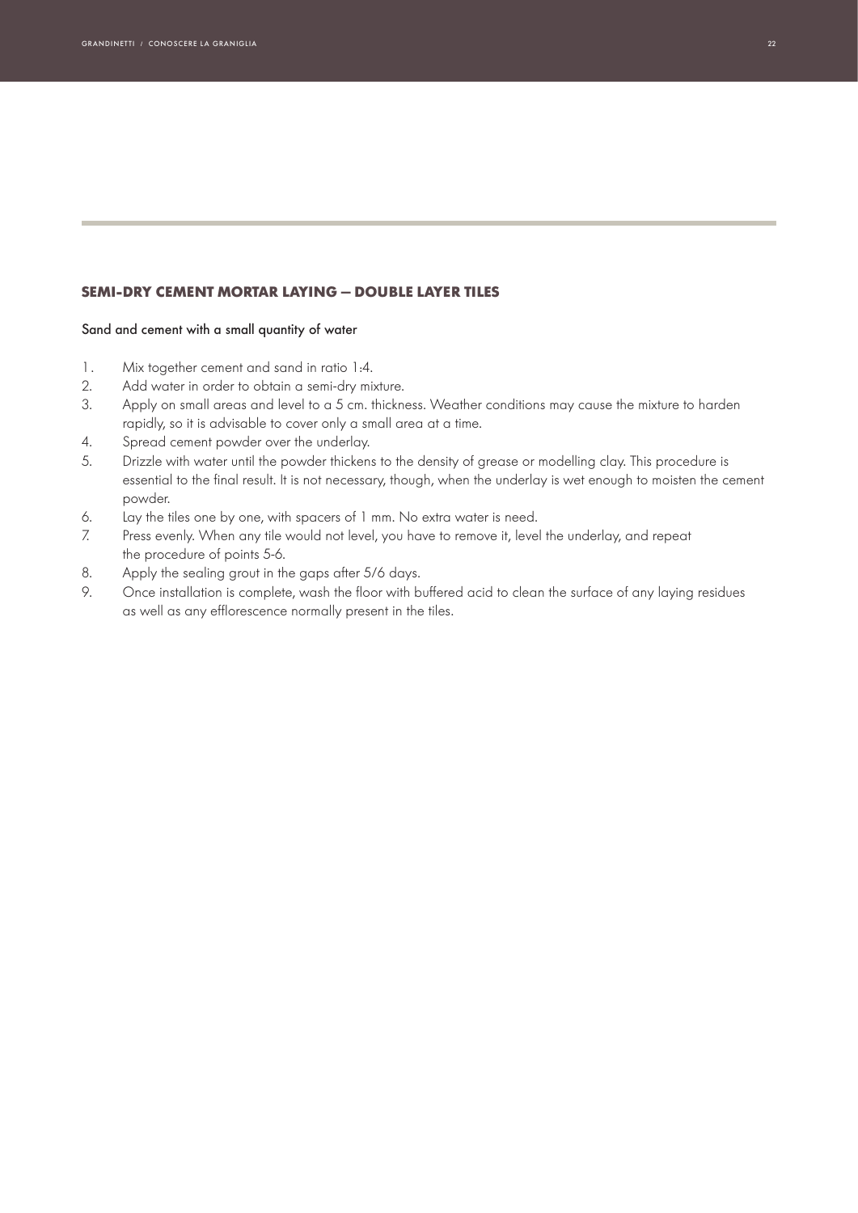## SEMI-DRY CEMENT MORTAR LAYING – DOUBLE LAYER TILES

Sand and cement with a small quantity of water

1. Mix together cement and sand in ratio 1:4.
2. Add water in order to obtain a semi-dry mixture.
3. Apply on small areas and level to a 5 cm. thickness. Weather conditions may cause the mixture to harden rapidly, so it is advisable to cover only a small area at a time.
4. Spread cement powder over the underlay.
5. Drizzle with water until the powder thickens to the density of grease or modelling clay. This procedure is essential to the final result. It is not necessary, though, when the underlay is wet enough to moisten the cement powder.
6. Lay the tiles one by one, with spacers of 1 mm. No extra water is need.
7. Press evenly. When any tile would not level, you have to remove it, level the underlay, and repeat the procedure of points 5-6.
8. Apply the sealing grout in the gaps after 5/6 days.
9. Once installation is complete, wash the floor with buffered acid to clean the surface of any laying residues as well as any efflorescence normally present in the tiles.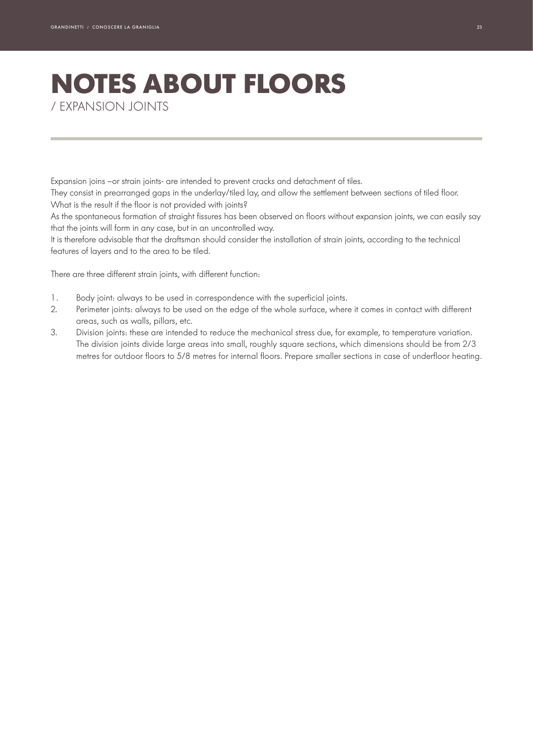# NOTES ABOUT FLOORS

/ EXPANSION JOINTS

Expansion joins –or strain joints- are intended to prevent cracks and detachment of tiles.
They consist in prearranged gaps in the underlay/tiled lay, and allow the settlement between sections of tiled floor.
What is the result if the floor is not provided with joints?
As the spontaneous formation of straight fissures has been observed on floors without expansion joints, we can easily say that the joints will form in any case, but in an uncontrolled way.
It is therefore advisable that the draftsman should consider the installation of strain joints, according to the technical features of layers and to the area to be tiled.

There are three different strain joints, with different function:

1. Body joint: always to be used in correspondence with the superficial joints.
2. Perimeter joints: always to be used on the edge of the whole surface, where it comes in contact with different areas, such as walls, pillars, etc.
3. Division joints: these are intended to reduce the mechanical stress due, for example, to temperature variation. The division joints divide large areas into small, roughly square sections, which dimensions should be from 2/3 metres for outdoor floors to 5/8 metres for internal floors. Prepare smaller sections in case of underfloor heating.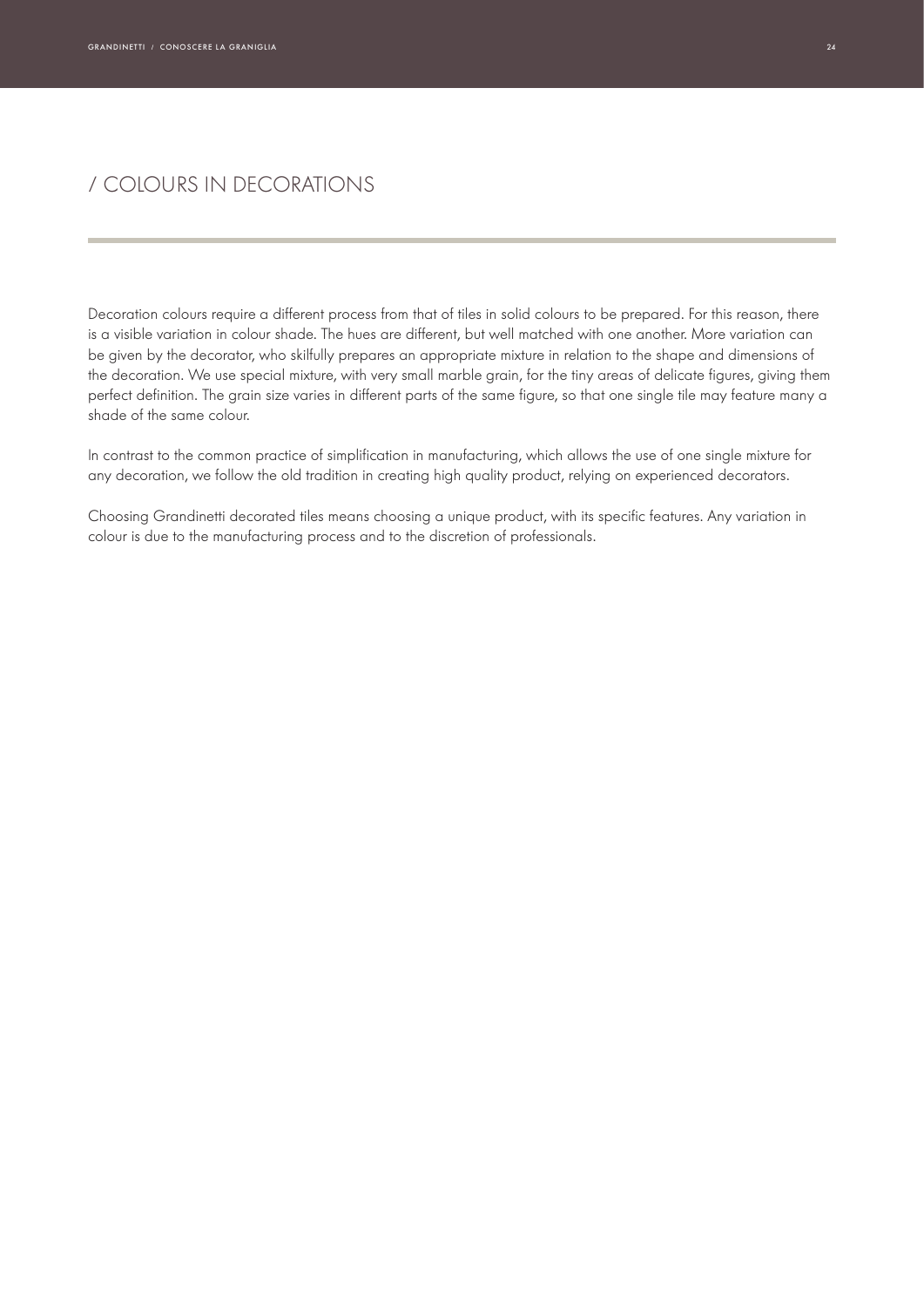## / COLOURS IN DECORATIONS

Decoration colours require a different process from that of tiles in solid colours to be prepared. For this reason, there is a visible variation in colour shade. The hues are different, but well matched with one another. More variation can be given by the decorator, who skilfully prepares an appropriate mixture in relation to the shape and dimensions of the decoration. We use special mixture, with very small marble grain, for the tiny areas of delicate figures, giving them perfect definition. The grain size varies in different parts of the same figure, so that one single tile may feature many a shade of the same colour.

In contrast to the common practice of simplification in manufacturing, which allows the use of one single mixture for any decoration, we follow the old tradition in creating high quality product, relying on experienced decorators.

Choosing Grandinetti decorated tiles means choosing a unique product, with its specific features. Any variation in colour is due to the manufacturing process and to the discretion of professionals.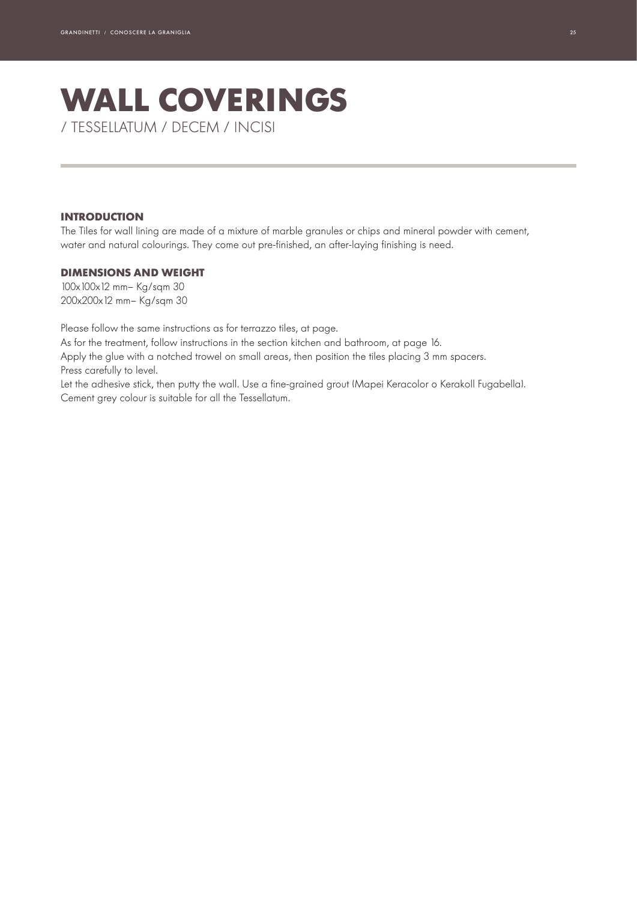# WALL COVERINGS

/ TESSELLATUM / DECEM / INCISI

## INTRODUCTION

The Tiles for wall lining are made of a mixture of marble granules or chips and mineral powder with cement, water and natural colourings. They come out pre-finished, an after-laying finishing is need.

## DIMENSIONS AND WEIGHT

100x100x12 mm– Kg/sqm 30
200x200x12 mm– Kg/sqm 30

Please follow the same instructions as for terrazzo tiles, at page.
As for the treatment, follow instructions in the section kitchen and bathroom, at page 16.
Apply the glue with a notched trowel on small areas, then position the tiles placing 3 mm spacers.
Press carefully to level.
Let the adhesive stick, then putty the wall. Use a fine-grained grout (Mapei Keracolor o Kerakoll Fugabella).
Cement grey colour is suitable for all the Tessellatum.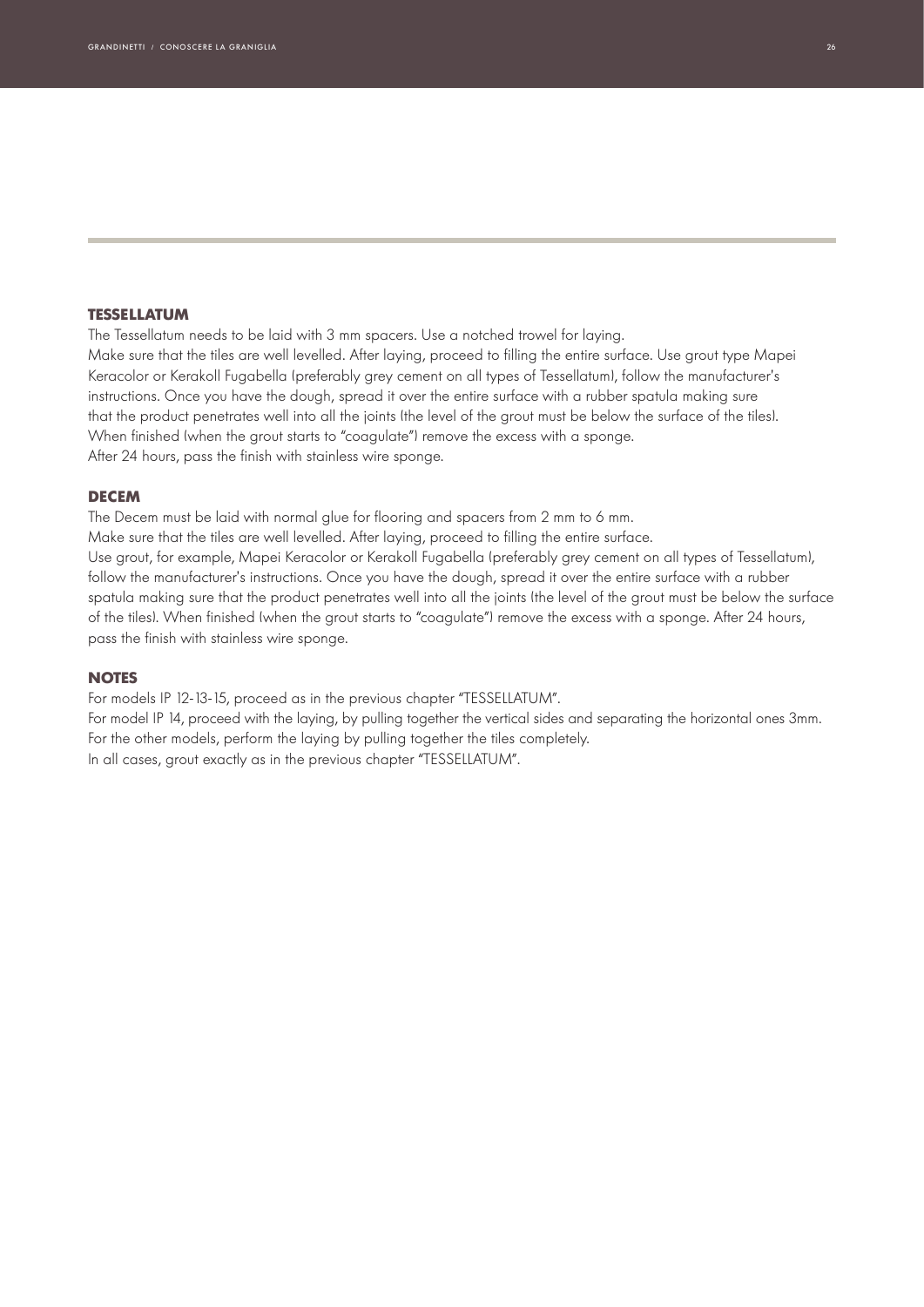## TESSELLATUM

The Tessellatum needs to be laid with 3 mm spacers. Use a notched trowel for laying.
Make sure that the tiles are well levelled. After laying, proceed to filling the entire surface. Use grout type Mapei Keracolor or Kerakoll Fugabella (preferably grey cement on all types of Tessellatum), follow the manufacturer's instructions. Once you have the dough, spread it over the entire surface with a rubber spatula making sure that the product penetrates well into all the joints (the level of the grout must be below the surface of the tiles).
When finished (when the grout starts to "coagulate") remove the excess with a sponge.
After 24 hours, pass the finish with stainless wire sponge.

## DECEM

The Decem must be laid with normal glue for flooring and spacers from 2 mm to 6 mm.
Make sure that the tiles are well levelled. After laying, proceed to filling the entire surface.
Use grout, for example, Mapei Keracolor or Kerakoll Fugabella (preferably grey cement on all types of Tessellatum), follow the manufacturer's instructions. Once you have the dough, spread it over the entire surface with a rubber spatula making sure that the product penetrates well into all the joints (the level of the grout must be below the surface of the tiles). When finished (when the grout starts to "coagulate") remove the excess with a sponge. After 24 hours, pass the finish with stainless wire sponge.

## NOTES

For models IP 12-13-15, proceed as in the previous chapter "TESSELLATUM".
For model IP 14, proceed with the laying, by pulling together the vertical sides and separating the horizontal ones 3mm.
For the other models, perform the laying by pulling together the tiles completely.
In all cases, grout exactly as in the previous chapter "TESSELLATUM".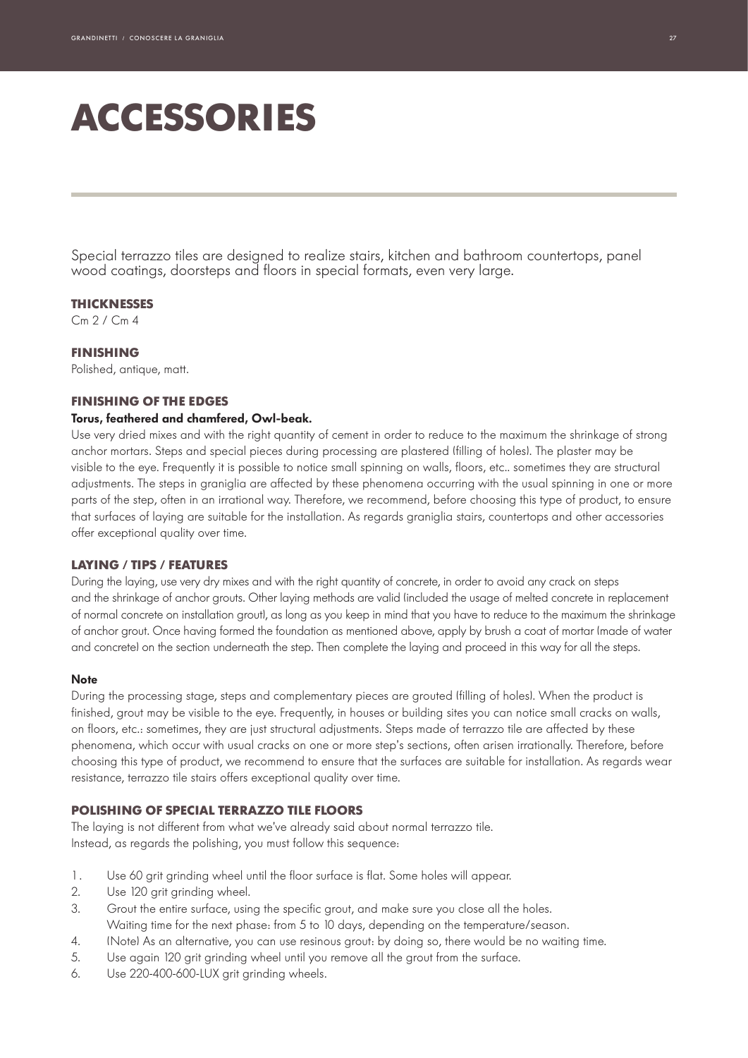# ACCESSORIES

Special terrazzo tiles are designed to realize stairs, kitchen and bathroom countertops, panel wood coatings, doorsteps and floors in special formats, even very large.

### THICKNESSES

Cm 2 / Cm 4

### FINISHING

Polished, antique, matt.

### FINISHING OF THE EDGES

**Torus, feathered and chamfered, Owl-beak.**

Use very dried mixes and with the right quantity of cement in order to reduce to the maximum the shrinkage of strong anchor mortars. Steps and special pieces during processing are plastered (filling of holes). The plaster may be visible to the eye. Frequently it is possible to notice small spinning on walls, floors, etc.. sometimes they are structural adjustments. The steps in graniglia are affected by these phenomena occurring with the usual spinning in one or more parts of the step, often in an irrational way. Therefore, we recommend, before choosing this type of product, to ensure that surfaces of laying are suitable for the installation. As regards graniglia stairs, countertops and other accessories offer exceptional quality over time.

### LAYING / TIPS / FEATURES

During the laying, use very dry mixes and with the right quantity of concrete, in order to avoid any crack on steps and the shrinkage of anchor grouts. Other laying methods are valid (included the usage of melted concrete in replacement of normal concrete on installation grout), as long as you keep in mind that you have to reduce to the maximum the shrinkage of anchor grout. Once having formed the foundation as mentioned above, apply by brush a coat of mortar (made of water and concrete) on the section underneath the step. Then complete the laying and proceed in this way for all the steps.

**Note**

During the processing stage, steps and complementary pieces are grouted (filling of holes). When the product is finished, grout may be visible to the eye. Frequently, in houses or building sites you can notice small cracks on walls, on floors, etc.: sometimes, they are just structural adjustments. Steps made of terrazzo tile are affected by these phenomena, which occur with usual cracks on one or more step's sections, often arisen irrationally. Therefore, before choosing this type of product, we recommend to ensure that the surfaces are suitable for installation. As regards wear resistance, terrazzo tile stairs offers exceptional quality over time.

### POLISHING OF SPECIAL TERRAZZO TILE FLOORS

The laying is not different from what we've already said about normal terrazzo tile.
Instead, as regards the polishing, you must follow this sequence:

1. Use 60 grit grinding wheel until the floor surface is flat. Some holes will appear.
2. Use 120 grit grinding wheel.
3. Grout the entire surface, using the specific grout, and make sure you close all the holes.
   Waiting time for the next phase: from 5 to 10 days, depending on the temperature/season.
4. (Note) As an alternative, you can use resinous grout: by doing so, there would be no waiting time.
5. Use again 120 grit grinding wheel until you remove all the grout from the surface.
6. Use 220-400-600-LUX grit grinding wheels.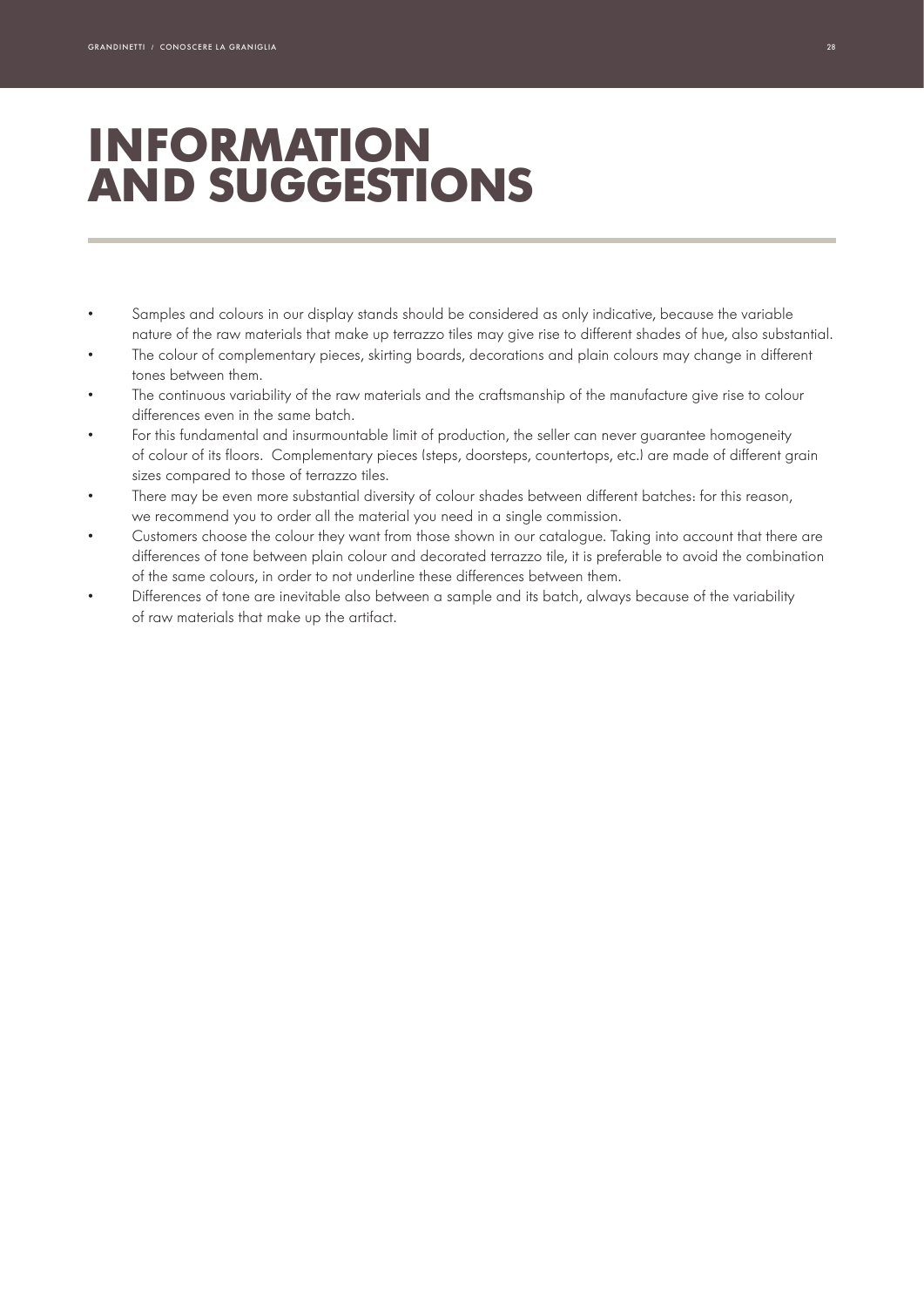# INFORMATION AND SUGGESTIONS

- Samples and colours in our display stands should be considered as only indicative, because the variable nature of the raw materials that make up terrazzo tiles may give rise to different shades of hue, also substantial.
- The colour of complementary pieces, skirting boards, decorations and plain colours may change in different tones between them.
- The continuous variability of the raw materials and the craftsmanship of the manufacture give rise to colour differences even in the same batch.
- For this fundamental and insurmountable limit of production, the seller can never guarantee homogeneity of colour of its floors. Complementary pieces (steps, doorsteps, countertops, etc.) are made of different grain sizes compared to those of terrazzo tiles.
- There may be even more substantial diversity of colour shades between different batches: for this reason, we recommend you to order all the material you need in a single commission.
- Customers choose the colour they want from those shown in our catalogue. Taking into account that there are differences of tone between plain colour and decorated terrazzo tile, it is preferable to avoid the combination of the same colours, in order to not underline these differences between them.
- Differences of tone are inevitable also between a sample and its batch, always because of the variability of raw materials that make up the artifact.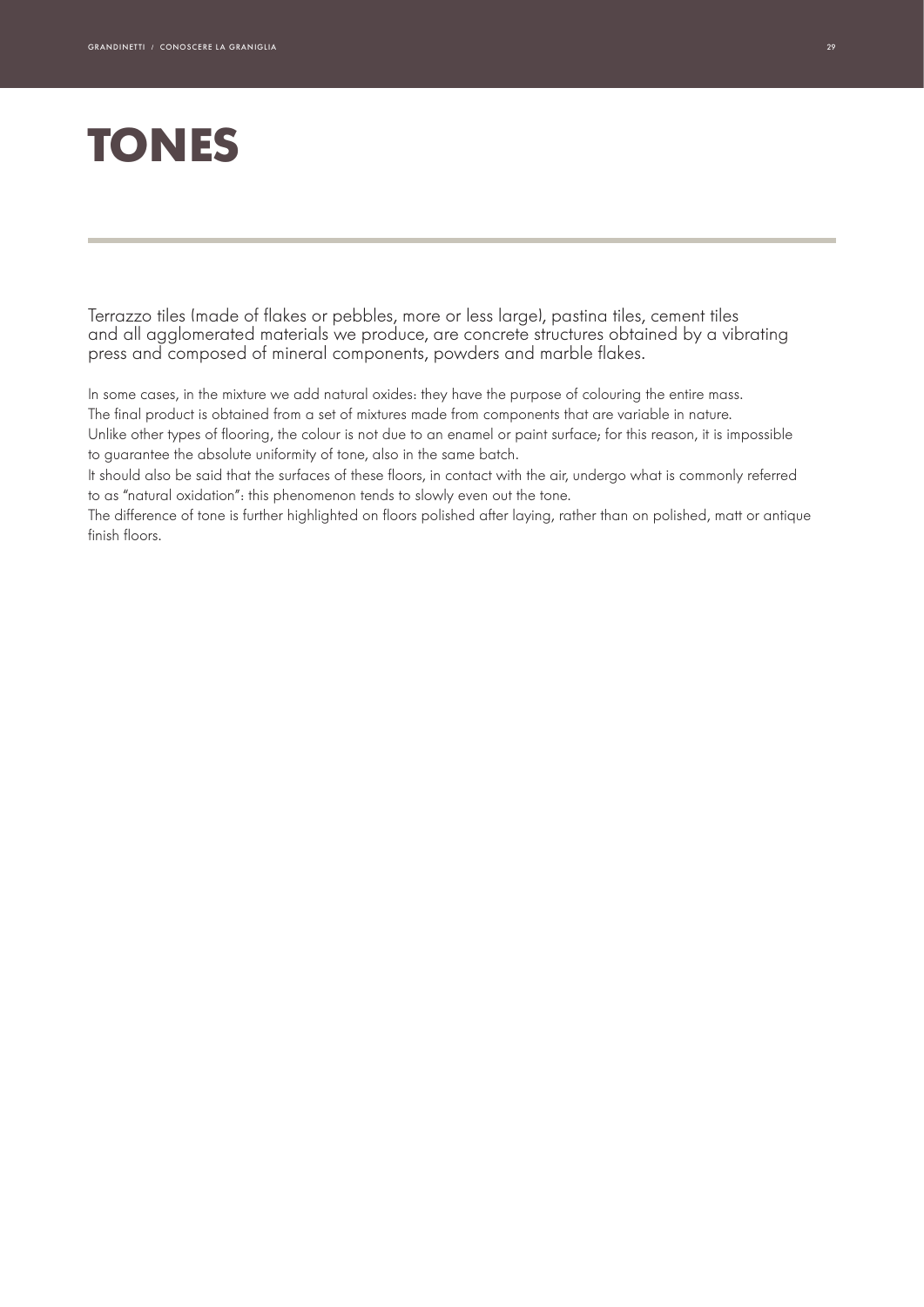# TONES

Terrazzo tiles (made of flakes or pebbles, more or less large), pastina tiles, cement tiles and all agglomerated materials we produce, are concrete structures obtained by a vibrating press and composed of mineral components, powders and marble flakes.

In some cases, in the mixture we add natural oxides: they have the purpose of colouring the entire mass.
The final product is obtained from a set of mixtures made from components that are variable in nature.
Unlike other types of flooring, the colour is not due to an enamel or paint surface; for this reason, it is impossible to guarantee the absolute uniformity of tone, also in the same batch.
It should also be said that the surfaces of these floors, in contact with the air, undergo what is commonly referred to as "natural oxidation": this phenomenon tends to slowly even out the tone.
The difference of tone is further highlighted on floors polished after laying, rather than on polished, matt or antique finish floors.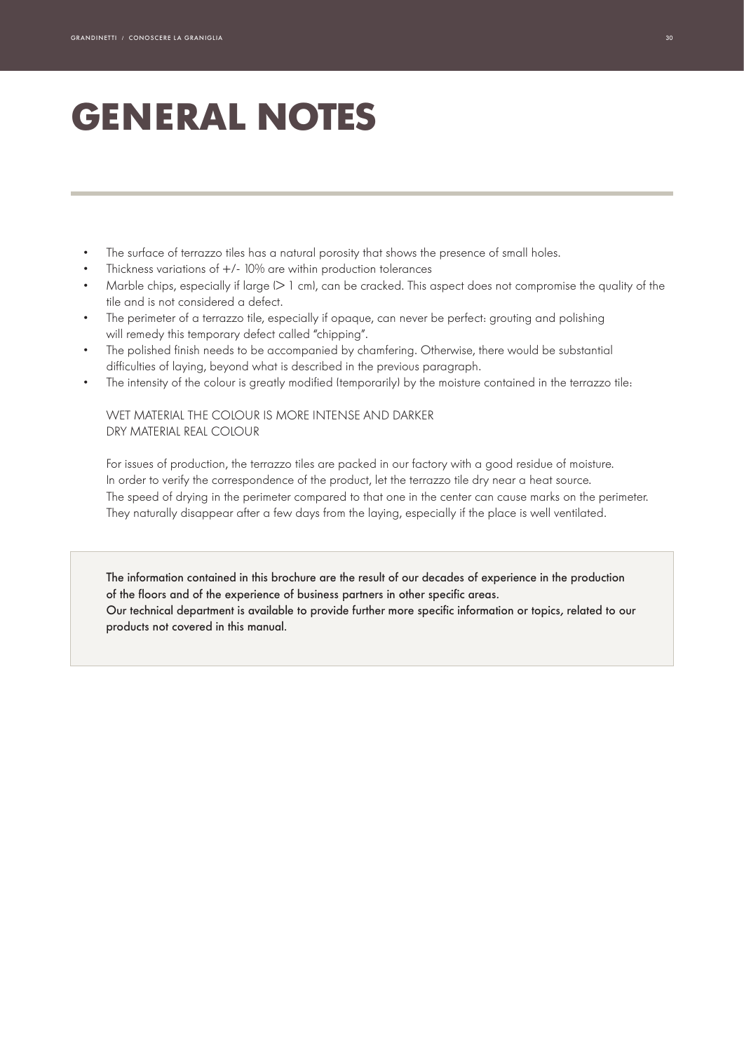# GENERAL NOTES

- The surface of terrazzo tiles has a natural porosity that shows the presence of small holes.
- Thickness variations of +/- 10% are within production tolerances
- Marble chips, especially if large (> 1 cm), can be cracked. This aspect does not compromise the quality of the tile and is not considered a defect.
- The perimeter of a terrazzo tile, especially if opaque, can never be perfect: grouting and polishing will remedy this temporary defect called "chipping".
- The polished finish needs to be accompanied by chamfering. Otherwise, there would be substantial difficulties of laying, beyond what is described in the previous paragraph.
- The intensity of the colour is greatly modified (temporarily) by the moisture contained in the terrazzo tile:

  WET MATERIAL THE COLOUR IS MORE INTENSE AND DARKER
  DRY MATERIAL REAL COLOUR

  For issues of production, the terrazzo tiles are packed in our factory with a good residue of moisture.
  In order to verify the correspondence of the product, let the terrazzo tile dry near a heat source.
  The speed of drying in the perimeter compared to that one in the center can cause marks on the perimeter.
  They naturally disappear after a few days from the laying, especially if the place is well ventilated.

The information contained in this brochure are the result of our decades of experience in the production of the floors and of the experience of business partners in other specific areas.
Our technical department is available to provide further more specific information or topics, related to our products not covered in this manual.